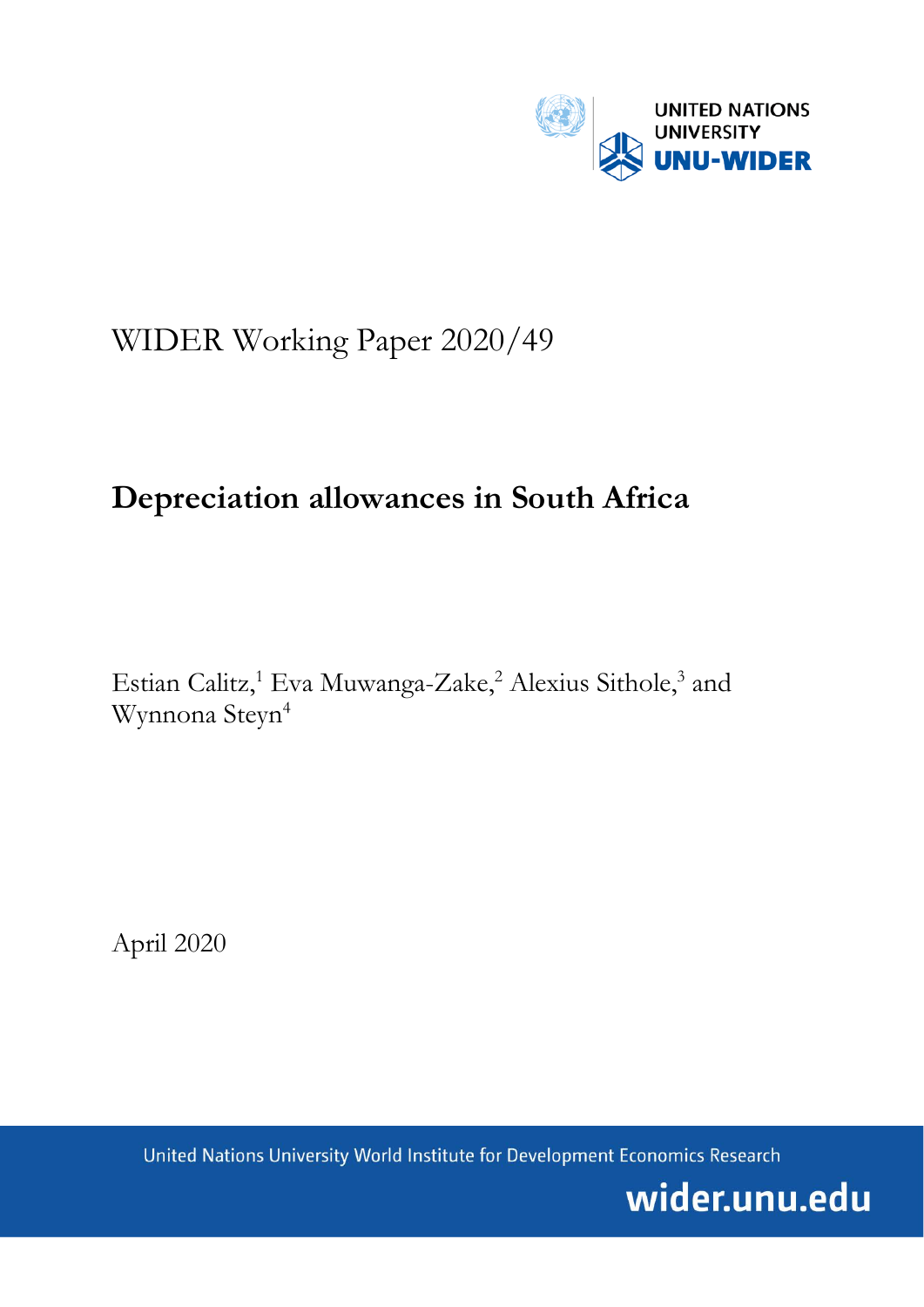UNITED NATIONS UNIVERSITY

UNU-WIDER

WIDER Working Paper 2020/49

# Depreciation allowances in South Africa

Estian Calitz,[1] Eva Muwanga-Zake,[2] Alexius Sithole,[3] and Wynnona Steyn[4]

April 2020

United Nations University World Institute for Development Economics Research

wider.unu.edu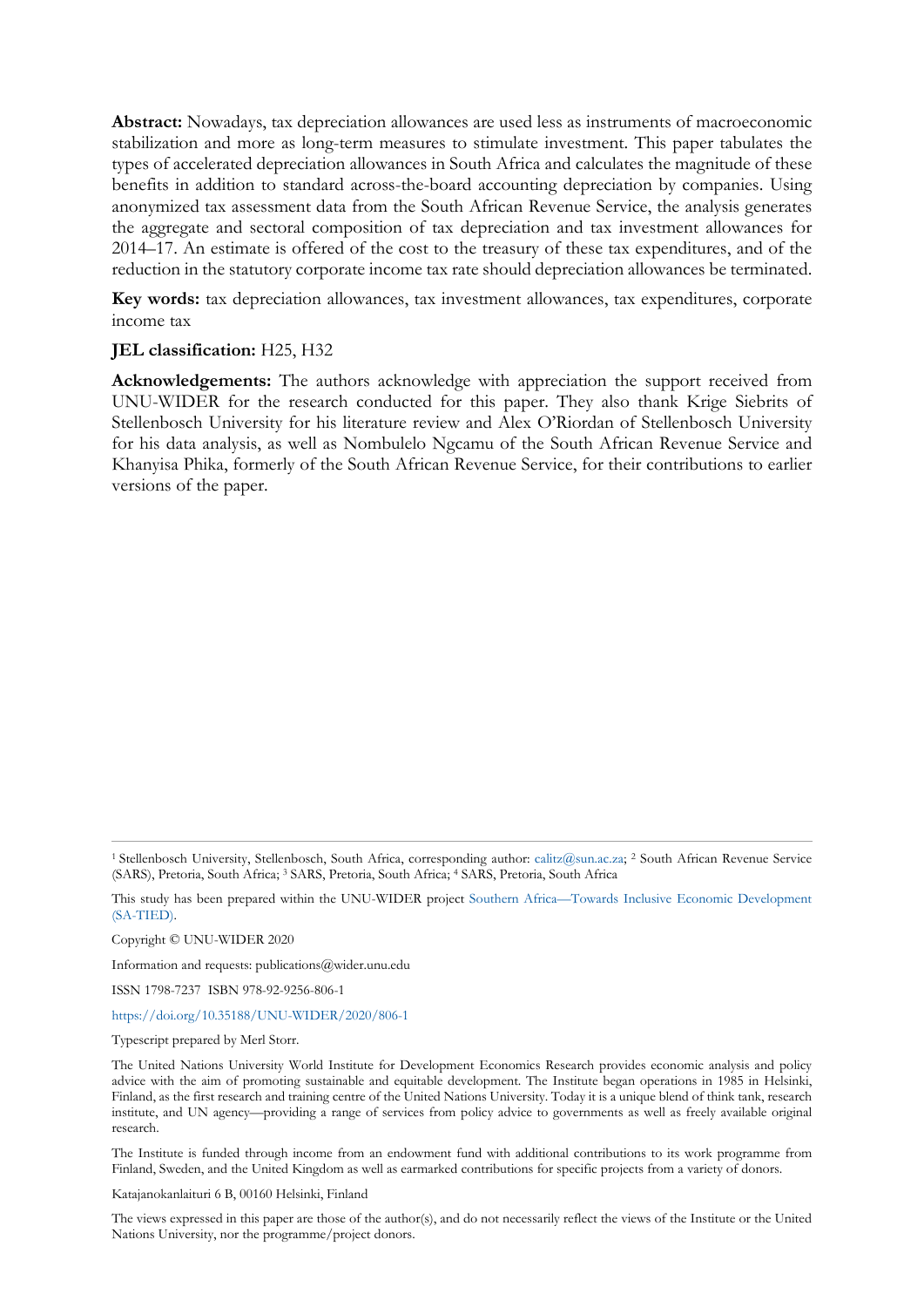**Abstract:** Nowadays, tax depreciation allowances are used less as instruments of macroeconomic stabilization and more as long-term measures to stimulate investment. This paper tabulates the types of accelerated depreciation allowances in South Africa and calculates the magnitude of these benefits in addition to standard across-the-board accounting depreciation by companies. Using anonymized tax assessment data from the South African Revenue Service, the analysis generates the aggregate and sectoral composition of tax depreciation and tax investment allowances for 2014–17. An estimate is offered of the cost to the treasury of these tax expenditures, and of the reduction in the statutory corporate income tax rate should depreciation allowances be terminated.

**Key words:** tax depreciation allowances, tax investment allowances, tax expenditures, corporate income tax

**JEL classification:** H25, H32

**Acknowledgements:** The authors acknowledge with appreciation the support received from UNU-WIDER for the research conducted for this paper. They also thank Krige Siebrits of Stellenbosch University for his literature review and Alex O'Riordan of Stellenbosch University for his data analysis, as well as Nombulelo Ngcamu of the South African Revenue Service and Khanyisa Phika, formerly of the South African Revenue Service, for their contributions to earlier versions of the paper.

---

[1] Stellenbosch University, Stellenbosch, South Africa, corresponding author: calitz@sun.ac.za; [2] South African Revenue Service (SARS), Pretoria, South Africa; [3] SARS, Pretoria, South Africa; [4] SARS, Pretoria, South Africa

This study has been prepared within the UNU-WIDER project Southern Africa—Towards Inclusive Economic Development (SA-TIED).

Copyright © UNU-WIDER 2020

Information and requests: publications@wider.unu.edu

ISSN 1798-7237 ISBN 978-92-9256-806-1

https://doi.org/10.35188/UNU-WIDER/2020/806-1

Typescript prepared by Merl Storr.

The United Nations University World Institute for Development Economics Research provides economic analysis and policy advice with the aim of promoting sustainable and equitable development. The Institute began operations in 1985 in Helsinki, Finland, as the first research and training centre of the United Nations University. Today it is a unique blend of think tank, research institute, and UN agency—providing a range of services from policy advice to governments as well as freely available original research.

The Institute is funded through income from an endowment fund with additional contributions to its work programme from Finland, Sweden, and the United Kingdom as well as earmarked contributions for specific projects from a variety of donors.

Katajanokanlaituri 6 B, 00160 Helsinki, Finland

The views expressed in this paper are those of the author(s), and do not necessarily reflect the views of the Institute or the United Nations University, nor the programme/project donors.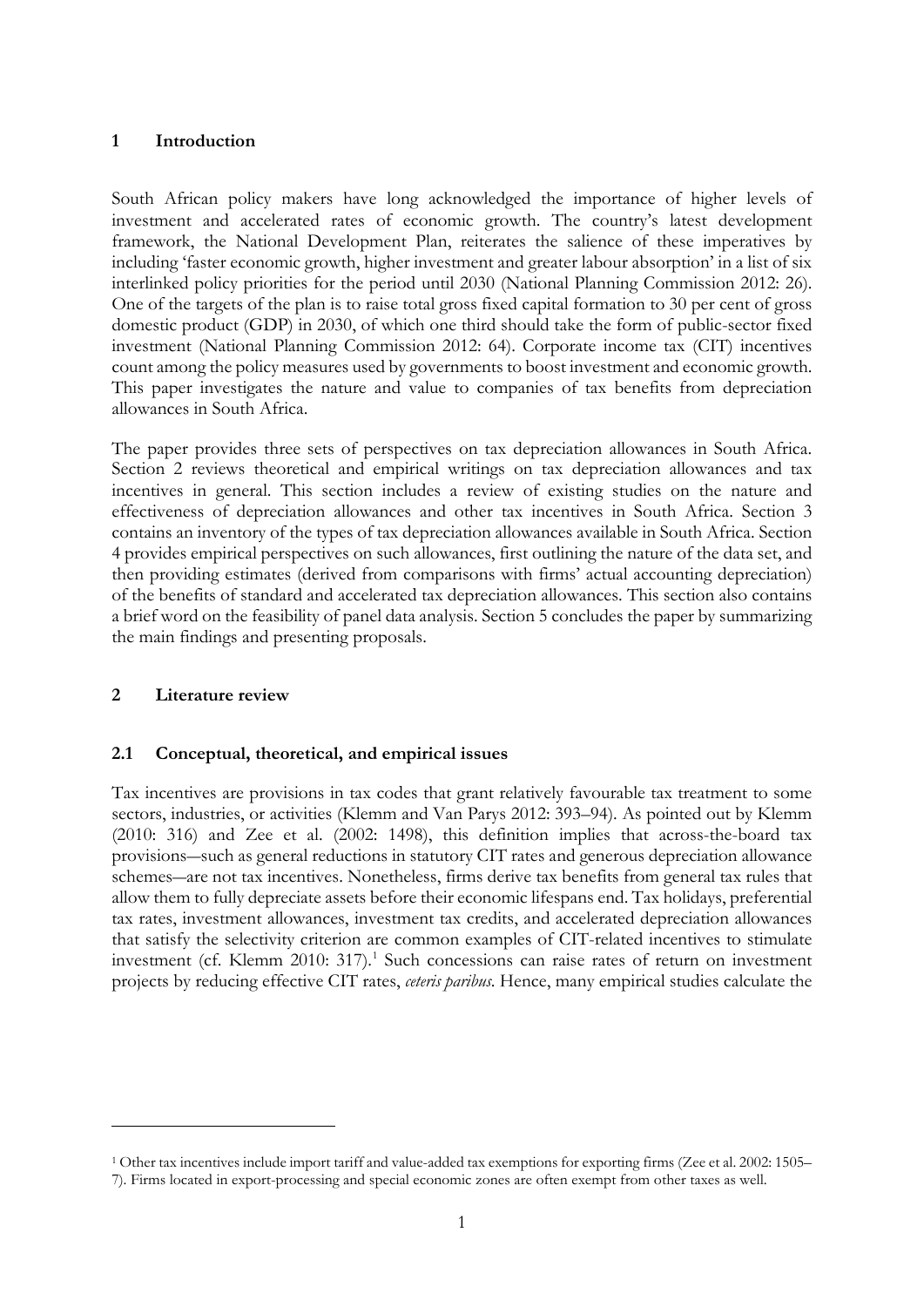## 1 Introduction

South African policy makers have long acknowledged the importance of higher levels of investment and accelerated rates of economic growth. The country's latest development framework, the National Development Plan, reiterates the salience of these imperatives by including 'faster economic growth, higher investment and greater labour absorption' in a list of six interlinked policy priorities for the period until 2030 (National Planning Commission 2012: 26). One of the targets of the plan is to raise total gross fixed capital formation to 30 per cent of gross domestic product (GDP) in 2030, of which one third should take the form of public-sector fixed investment (National Planning Commission 2012: 64). Corporate income tax (CIT) incentives count among the policy measures used by governments to boost investment and economic growth. This paper investigates the nature and value to companies of tax benefits from depreciation allowances in South Africa.

The paper provides three sets of perspectives on tax depreciation allowances in South Africa. Section 2 reviews theoretical and empirical writings on tax depreciation allowances and tax incentives in general. This section includes a review of existing studies on the nature and effectiveness of depreciation allowances and other tax incentives in South Africa. Section 3 contains an inventory of the types of tax depreciation allowances available in South Africa. Section 4 provides empirical perspectives on such allowances, first outlining the nature of the data set, and then providing estimates (derived from comparisons with firms' actual accounting depreciation) of the benefits of standard and accelerated tax depreciation allowances. This section also contains a brief word on the feasibility of panel data analysis. Section 5 concludes the paper by summarizing the main findings and presenting proposals.

## 2 Literature review

### 2.1 Conceptual, theoretical, and empirical issues

Tax incentives are provisions in tax codes that grant relatively favourable tax treatment to some sectors, industries, or activities (Klemm and Van Parys 2012: 393–94). As pointed out by Klemm (2010: 316) and Zee et al. (2002: 1498), this definition implies that across-the-board tax provisions—such as general reductions in statutory CIT rates and generous depreciation allowance schemes—are not tax incentives. Nonetheless, firms derive tax benefits from general tax rules that allow them to fully depreciate assets before their economic lifespans end. Tax holidays, preferential tax rates, investment allowances, investment tax credits, and accelerated depreciation allowances that satisfy the selectivity criterion are common examples of CIT-related incentives to stimulate investment (cf. Klemm 2010: 317).[1] Such concessions can raise rates of return on investment projects by reducing effective CIT rates, *ceteris paribus*. Hence, many empirical studies calculate the

[1] Other tax incentives include import tariff and value-added tax exemptions for exporting firms (Zee et al. 2002: 1505–7). Firms located in export-processing and special economic zones are often exempt from other taxes as well.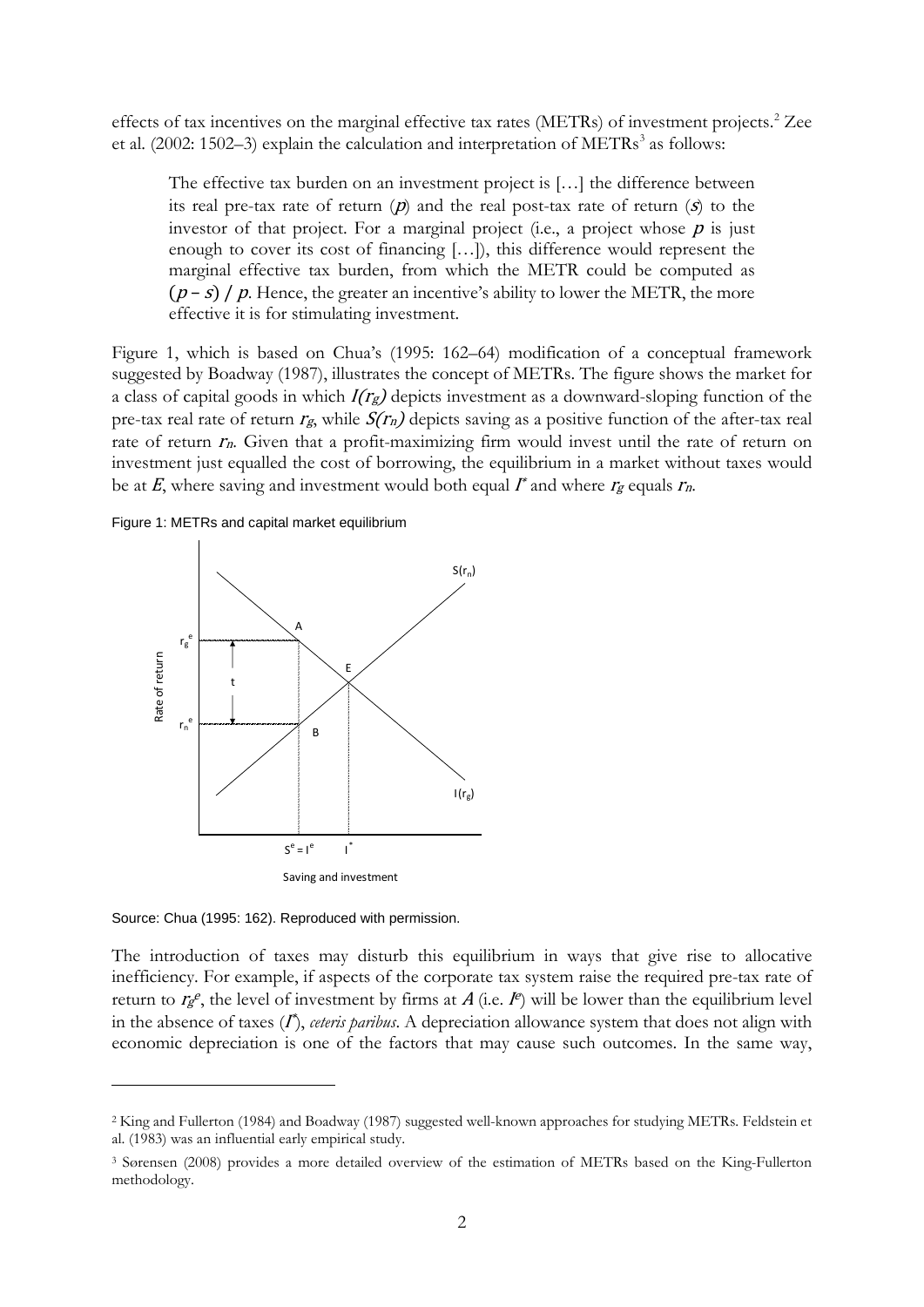effects of tax incentives on the marginal effective tax rates (METRs) of investment projects.[2] Zee et al. (2002: 1502–3) explain the calculation and interpretation of METRs[3] as follows:

> The effective tax burden on an investment project is […] the difference between its real pre-tax rate of return ($p$) and the real post-tax rate of return ($s$) to the investor of that project. For a marginal project (i.e., a project whose $p$ is just enough to cover its cost of financing […]), this difference would represent the marginal effective tax burden, from which the METR could be computed as $(p - s) / p$. Hence, the greater an incentive's ability to lower the METR, the more effective it is for stimulating investment.

Figure 1, which is based on Chua's (1995: 162–64) modification of a conceptual framework suggested by Boadway (1987), illustrates the concept of METRs. The figure shows the market for a class of capital goods in which $I(r_g)$ depicts investment as a downward-sloping function of the pre-tax real rate of return $r_g$, while $S(r_n)$ depicts saving as a positive function of the after-tax real rate of return $r_n$. Given that a profit-maximizing firm would invest until the rate of return on investment just equalled the cost of borrowing, the equilibrium in a market without taxes would be at $E$, where saving and investment would both equal $I^*$ and where $r_g$ equals $r_n$.

Figure 1: METRs and capital market equilibrium

Source: Chua (1995: 162). Reproduced with permission.

The introduction of taxes may disturb this equilibrium in ways that give rise to allocative inefficiency. For example, if aspects of the corporate tax system raise the required pre-tax rate of return to $r_g^e$, the level of investment by firms at $A$ (i.e. $I^e$) will be lower than the equilibrium level in the absence of taxes ($I^*$), *ceteris paribus*. A depreciation allowance system that does not align with economic depreciation is one of the factors that may cause such outcomes. In the same way,

[2] King and Fullerton (1984) and Boadway (1987) suggested well-known approaches for studying METRs. Feldstein et al. (1983) was an influential early empirical study.

[3] Sørensen (2008) provides a more detailed overview of the estimation of METRs based on the King-Fullerton methodology.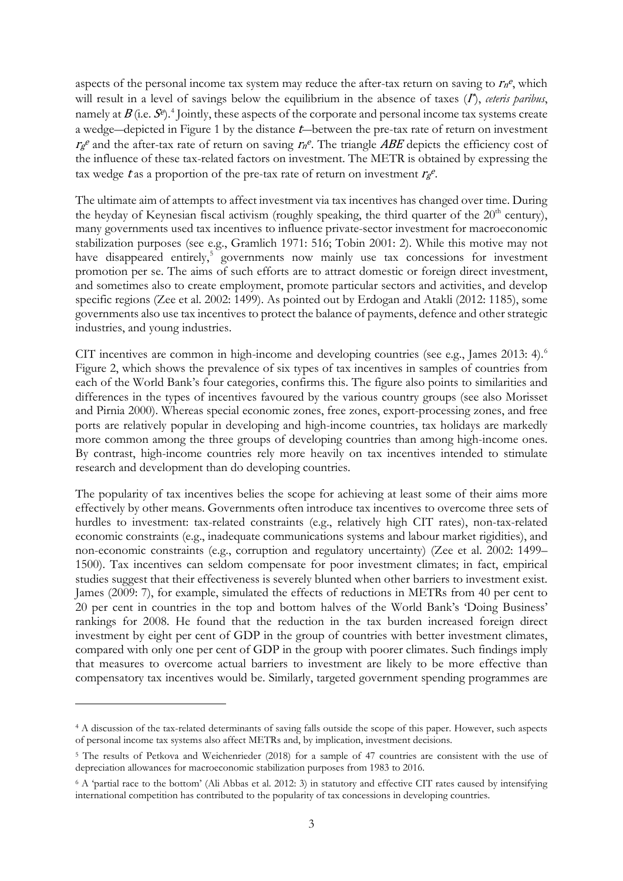aspects of the personal income tax system may reduce the after-tax return on saving to $r_n^e$, which will result in a level of savings below the equilibrium in the absence of taxes ($I^*$), *ceteris paribus*, namely at $B$ (i.e. $S^e$).[4] Jointly, these aspects of the corporate and personal income tax systems create a wedge—depicted in Figure 1 by the distance $t$—between the pre-tax rate of return on investment $r_g^e$ and the after-tax rate of return on saving $r_n^e$. The triangle $ABE$ depicts the efficiency cost of the influence of these tax-related factors on investment. The METR is obtained by expressing the tax wedge $t$ as a proportion of the pre-tax rate of return on investment $r_g^e$.

The ultimate aim of attempts to affect investment via tax incentives has changed over time. During the heyday of Keynesian fiscal activism (roughly speaking, the third quarter of the 20th century), many governments used tax incentives to influence private-sector investment for macroeconomic stabilization purposes (see e.g., Gramlich 1971: 516; Tobin 2001: 2). While this motive may not have disappeared entirely,[5] governments now mainly use tax concessions for investment promotion per se. The aims of such efforts are to attract domestic or foreign direct investment, and sometimes also to create employment, promote particular sectors and activities, and develop specific regions (Zee et al. 2002: 1499). As pointed out by Erdogan and Atakli (2012: 1185), some governments also use tax incentives to protect the balance of payments, defence and other strategic industries, and young industries.

CIT incentives are common in high-income and developing countries (see e.g., James 2013: 4).[6] Figure 2, which shows the prevalence of six types of tax incentives in samples of countries from each of the World Bank's four categories, confirms this. The figure also points to similarities and differences in the types of incentives favoured by the various country groups (see also Morisset and Pirnia 2000). Whereas special economic zones, free zones, export-processing zones, and free ports are relatively popular in developing and high-income countries, tax holidays are markedly more common among the three groups of developing countries than among high-income ones. By contrast, high-income countries rely more heavily on tax incentives intended to stimulate research and development than do developing countries.

The popularity of tax incentives belies the scope for achieving at least some of their aims more effectively by other means. Governments often introduce tax incentives to overcome three sets of hurdles to investment: tax-related constraints (e.g., relatively high CIT rates), non-tax-related economic constraints (e.g., inadequate communications systems and labour market rigidities), and non-economic constraints (e.g., corruption and regulatory uncertainty) (Zee et al. 2002: 1499–1500). Tax incentives can seldom compensate for poor investment climates; in fact, empirical studies suggest that their effectiveness is severely blunted when other barriers to investment exist. James (2009: 7), for example, simulated the effects of reductions in METRs from 40 per cent to 20 per cent in countries in the top and bottom halves of the World Bank's 'Doing Business' rankings for 2008. He found that the reduction in the tax burden increased foreign direct investment by eight per cent of GDP in the group of countries with better investment climates, compared with only one per cent of GDP in the group with poorer climates. Such findings imply that measures to overcome actual barriers to investment are likely to be more effective than compensatory tax incentives would be. Similarly, targeted government spending programmes are

---

[4] A discussion of the tax-related determinants of saving falls outside the scope of this paper. However, such aspects of personal income tax systems also affect METRs and, by implication, investment decisions.

[5] The results of Petkova and Weichenrieder (2018) for a sample of 47 countries are consistent with the use of depreciation allowances for macroeconomic stabilization purposes from 1983 to 2016.

[6] A 'partial race to the bottom' (Ali Abbas et al. 2012: 3) in statutory and effective CIT rates caused by intensifying international competition has contributed to the popularity of tax concessions in developing countries.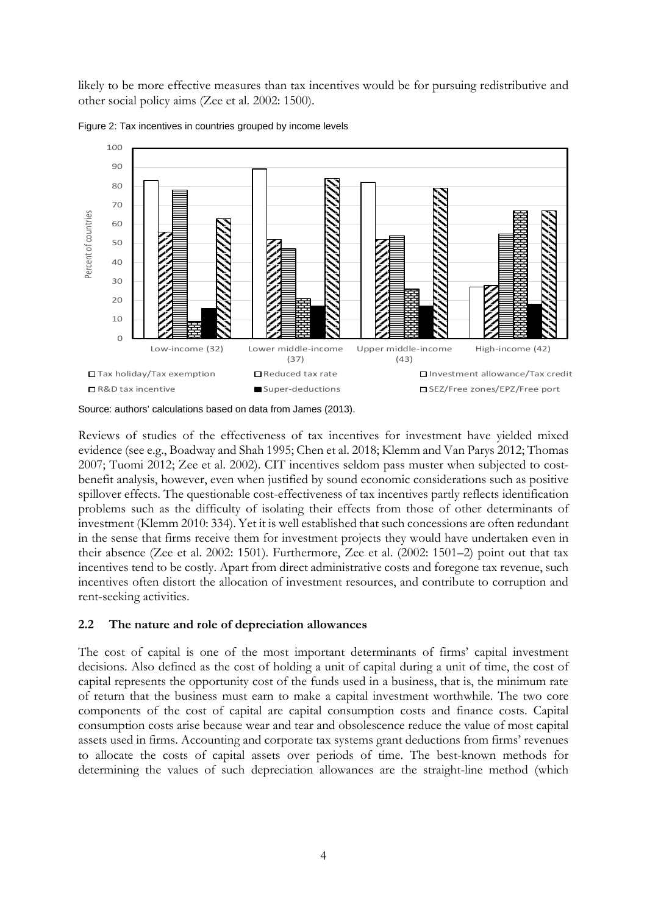likely to be more effective measures than tax incentives would be for pursuing redistributive and other social policy aims (Zee et al. 2002: 1500).

Figure 2: Tax incentives in countries grouped by income levels

Source: authors' calculations based on data from James (2013).

Reviews of studies of the effectiveness of tax incentives for investment have yielded mixed evidence (see e.g., Boadway and Shah 1995; Chen et al. 2018; Klemm and Van Parys 2012; Thomas 2007; Tuomi 2012; Zee et al. 2002). CIT incentives seldom pass muster when subjected to cost-benefit analysis, however, even when justified by sound economic considerations such as positive spillover effects. The questionable cost-effectiveness of tax incentives partly reflects identification problems such as the difficulty of isolating their effects from those of other determinants of investment (Klemm 2010: 334). Yet it is well established that such concessions are often redundant in the sense that firms receive them for investment projects they would have undertaken even in their absence (Zee et al. 2002: 1501). Furthermore, Zee et al. (2002: 1501–2) point out that tax incentives tend to be costly. Apart from direct administrative costs and foregone tax revenue, such incentives often distort the allocation of investment resources, and contribute to corruption and rent-seeking activities.

## 2.2 The nature and role of depreciation allowances

The cost of capital is one of the most important determinants of firms' capital investment decisions. Also defined as the cost of holding a unit of capital during a unit of time, the cost of capital represents the opportunity cost of the funds used in a business, that is, the minimum rate of return that the business must earn to make a capital investment worthwhile. The two core components of the cost of capital are capital consumption costs and finance costs. Capital consumption costs arise because wear and tear and obsolescence reduce the value of most capital assets used in firms. Accounting and corporate tax systems grant deductions from firms' revenues to allocate the costs of capital assets over periods of time. The best-known methods for determining the values of such depreciation allowances are the straight-line method (which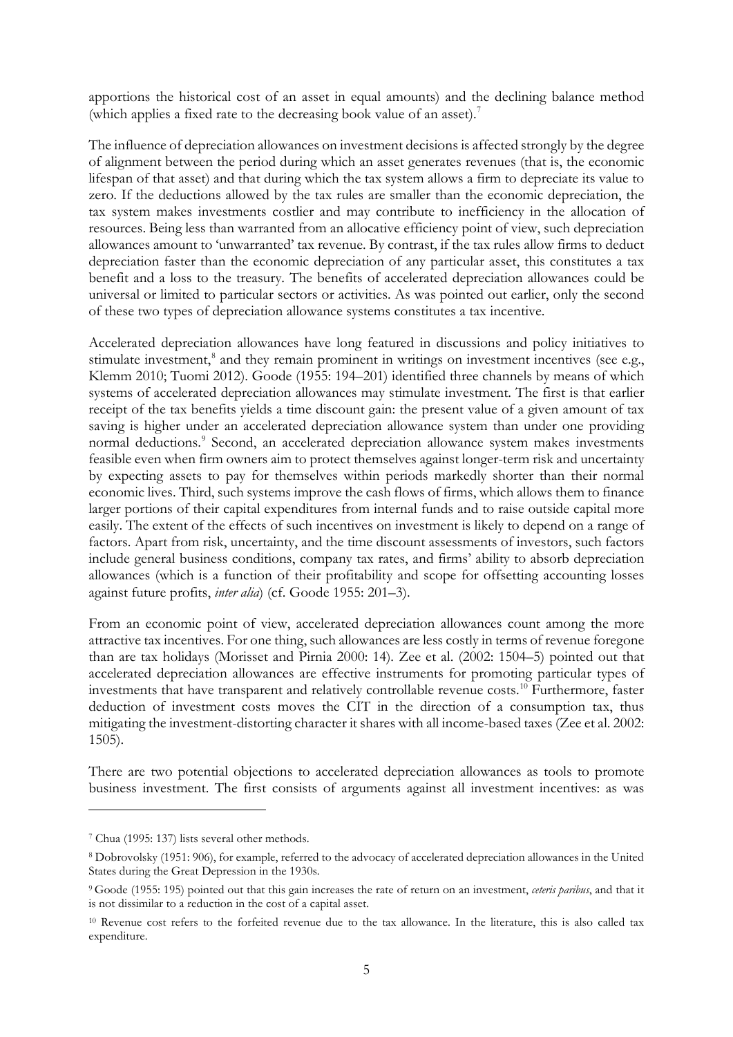apportions the historical cost of an asset in equal amounts) and the declining balance method (which applies a fixed rate to the decreasing book value of an asset).[7]

The influence of depreciation allowances on investment decisions is affected strongly by the degree of alignment between the period during which an asset generates revenues (that is, the economic lifespan of that asset) and that during which the tax system allows a firm to depreciate its value to zero. If the deductions allowed by the tax rules are smaller than the economic depreciation, the tax system makes investments costlier and may contribute to inefficiency in the allocation of resources. Being less than warranted from an allocative efficiency point of view, such depreciation allowances amount to 'unwarranted' tax revenue. By contrast, if the tax rules allow firms to deduct depreciation faster than the economic depreciation of any particular asset, this constitutes a tax benefit and a loss to the treasury. The benefits of accelerated depreciation allowances could be universal or limited to particular sectors or activities. As was pointed out earlier, only the second of these two types of depreciation allowance systems constitutes a tax incentive.

Accelerated depreciation allowances have long featured in discussions and policy initiatives to stimulate investment,[8] and they remain prominent in writings on investment incentives (see e.g., Klemm 2010; Tuomi 2012). Goode (1955: 194–201) identified three channels by means of which systems of accelerated depreciation allowances may stimulate investment. The first is that earlier receipt of the tax benefits yields a time discount gain: the present value of a given amount of tax saving is higher under an accelerated depreciation allowance system than under one providing normal deductions.[9] Second, an accelerated depreciation allowance system makes investments feasible even when firm owners aim to protect themselves against longer-term risk and uncertainty by expecting assets to pay for themselves within periods markedly shorter than their normal economic lives. Third, such systems improve the cash flows of firms, which allows them to finance larger portions of their capital expenditures from internal funds and to raise outside capital more easily. The extent of the effects of such incentives on investment is likely to depend on a range of factors. Apart from risk, uncertainty, and the time discount assessments of investors, such factors include general business conditions, company tax rates, and firms' ability to absorb depreciation allowances (which is a function of their profitability and scope for offsetting accounting losses against future profits, *inter alia*) (cf. Goode 1955: 201–3).

From an economic point of view, accelerated depreciation allowances count among the more attractive tax incentives. For one thing, such allowances are less costly in terms of revenue foregone than are tax holidays (Morisset and Pirnia 2000: 14). Zee et al. (2002: 1504–5) pointed out that accelerated depreciation allowances are effective instruments for promoting particular types of investments that have transparent and relatively controllable revenue costs.[10] Furthermore, faster deduction of investment costs moves the CIT in the direction of a consumption tax, thus mitigating the investment-distorting character it shares with all income-based taxes (Zee et al. 2002: 1505).

There are two potential objections to accelerated depreciation allowances as tools to promote business investment. The first consists of arguments against all investment incentives: as was

---

[7] Chua (1995: 137) lists several other methods.

[8] Dobrovolsky (1951: 906), for example, referred to the advocacy of accelerated depreciation allowances in the United States during the Great Depression in the 1930s.

[9] Goode (1955: 195) pointed out that this gain increases the rate of return on an investment, *ceteris paribus*, and that it is not dissimilar to a reduction in the cost of a capital asset.

[10] Revenue cost refers to the forfeited revenue due to the tax allowance. In the literature, this is also called tax expenditure.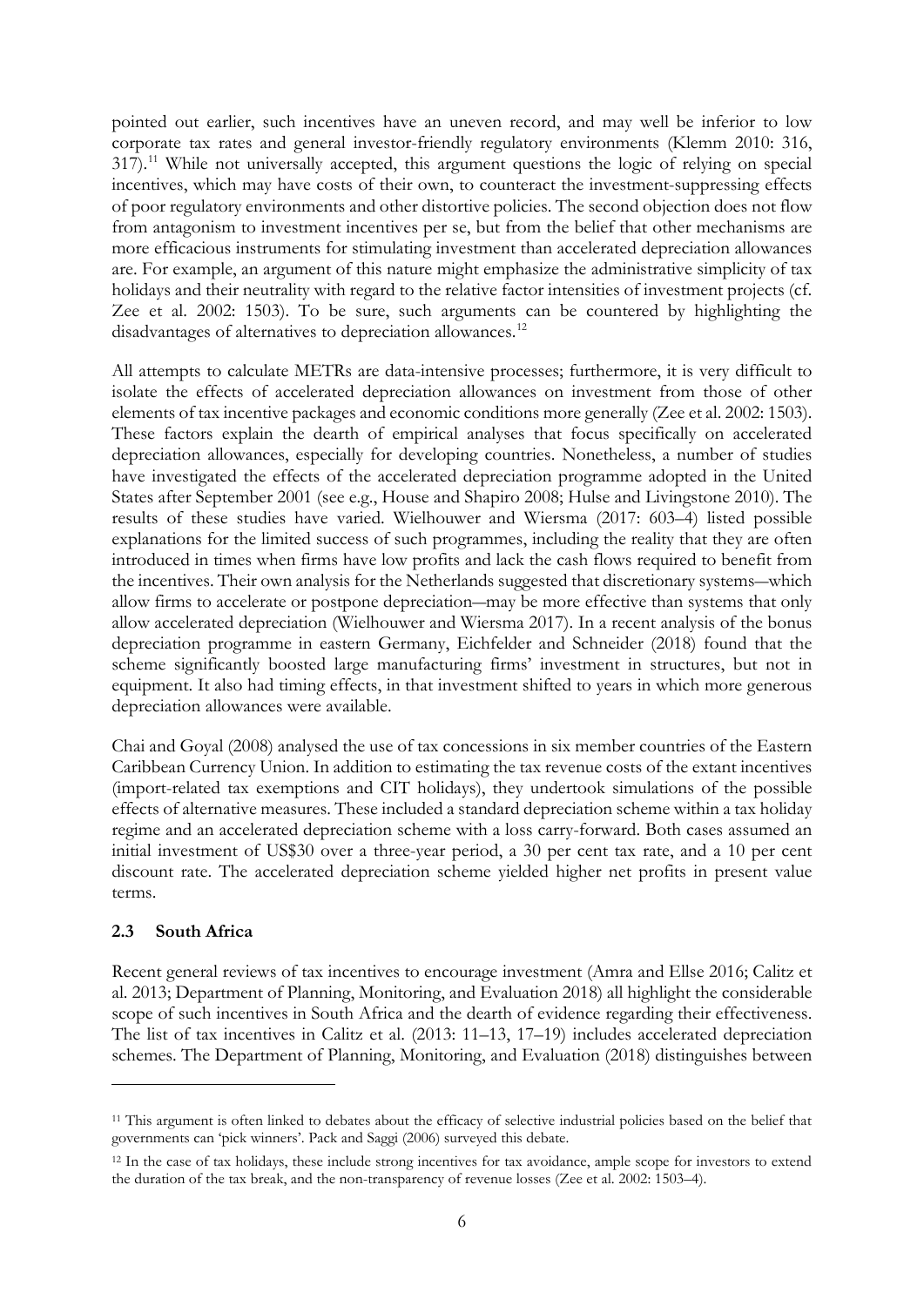pointed out earlier, such incentives have an uneven record, and may well be inferior to low corporate tax rates and general investor-friendly regulatory environments (Klemm 2010: 316, 317).[11] While not universally accepted, this argument questions the logic of relying on special incentives, which may have costs of their own, to counteract the investment-suppressing effects of poor regulatory environments and other distortive policies. The second objection does not flow from antagonism to investment incentives per se, but from the belief that other mechanisms are more efficacious instruments for stimulating investment than accelerated depreciation allowances are. For example, an argument of this nature might emphasize the administrative simplicity of tax holidays and their neutrality with regard to the relative factor intensities of investment projects (cf. Zee et al. 2002: 1503). To be sure, such arguments can be countered by highlighting the disadvantages of alternatives to depreciation allowances.[12]

All attempts to calculate METRs are data-intensive processes; furthermore, it is very difficult to isolate the effects of accelerated depreciation allowances on investment from those of other elements of tax incentive packages and economic conditions more generally (Zee et al. 2002: 1503). These factors explain the dearth of empirical analyses that focus specifically on accelerated depreciation allowances, especially for developing countries. Nonetheless, a number of studies have investigated the effects of the accelerated depreciation programme adopted in the United States after September 2001 (see e.g., House and Shapiro 2008; Hulse and Livingstone 2010). The results of these studies have varied. Wielhouwer and Wiersma (2017: 603–4) listed possible explanations for the limited success of such programmes, including the reality that they are often introduced in times when firms have low profits and lack the cash flows required to benefit from the incentives. Their own analysis for the Netherlands suggested that discretionary systems—which allow firms to accelerate or postpone depreciation—may be more effective than systems that only allow accelerated depreciation (Wielhouwer and Wiersma 2017). In a recent analysis of the bonus depreciation programme in eastern Germany, Eichfelder and Schneider (2018) found that the scheme significantly boosted large manufacturing firms' investment in structures, but not in equipment. It also had timing effects, in that investment shifted to years in which more generous depreciation allowances were available.

Chai and Goyal (2008) analysed the use of tax concessions in six member countries of the Eastern Caribbean Currency Union. In addition to estimating the tax revenue costs of the extant incentives (import-related tax exemptions and CIT holidays), they undertook simulations of the possible effects of alternative measures. These included a standard depreciation scheme within a tax holiday regime and an accelerated depreciation scheme with a loss carry-forward. Both cases assumed an initial investment of US$30 over a three-year period, a 30 per cent tax rate, and a 10 per cent discount rate. The accelerated depreciation scheme yielded higher net profits in present value terms.

### 2.3 South Africa

Recent general reviews of tax incentives to encourage investment (Amra and Ellse 2016; Calitz et al. 2013; Department of Planning, Monitoring, and Evaluation 2018) all highlight the considerable scope of such incentives in South Africa and the dearth of evidence regarding their effectiveness. The list of tax incentives in Calitz et al. (2013: 11–13, 17–19) includes accelerated depreciation schemes. The Department of Planning, Monitoring, and Evaluation (2018) distinguishes between

---

[11] This argument is often linked to debates about the efficacy of selective industrial policies based on the belief that governments can 'pick winners'. Pack and Saggi (2006) surveyed this debate.

[12] In the case of tax holidays, these include strong incentives for tax avoidance, ample scope for investors to extend the duration of the tax break, and the non-transparency of revenue losses (Zee et al. 2002: 1503–4).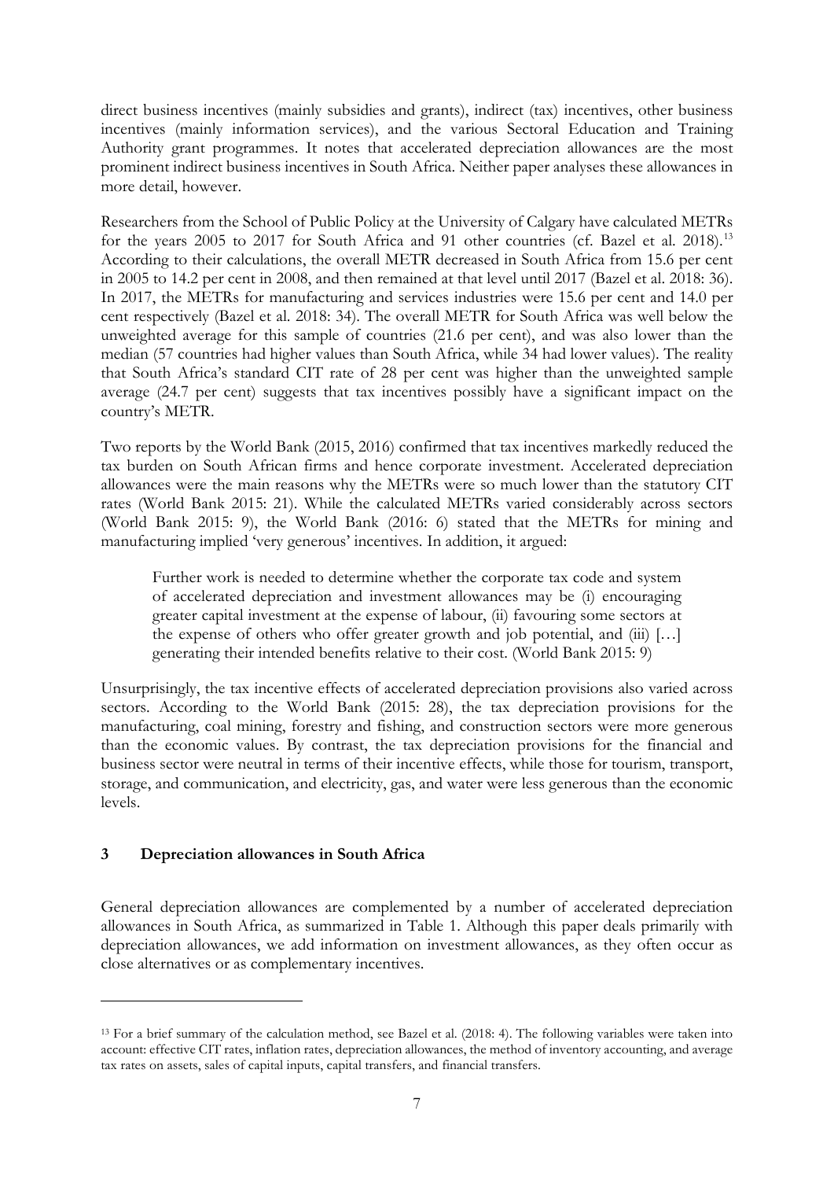direct business incentives (mainly subsidies and grants), indirect (tax) incentives, other business incentives (mainly information services), and the various Sectoral Education and Training Authority grant programmes. It notes that accelerated depreciation allowances are the most prominent indirect business incentives in South Africa. Neither paper analyses these allowances in more detail, however.

Researchers from the School of Public Policy at the University of Calgary have calculated METRs for the years 2005 to 2017 for South Africa and 91 other countries (cf. Bazel et al. 2018).[13] According to their calculations, the overall METR decreased in South Africa from 15.6 per cent in 2005 to 14.2 per cent in 2008, and then remained at that level until 2017 (Bazel et al. 2018: 36). In 2017, the METRs for manufacturing and services industries were 15.6 per cent and 14.0 per cent respectively (Bazel et al. 2018: 34). The overall METR for South Africa was well below the unweighted average for this sample of countries (21.6 per cent), and was also lower than the median (57 countries had higher values than South Africa, while 34 had lower values). The reality that South Africa's standard CIT rate of 28 per cent was higher than the unweighted sample average (24.7 per cent) suggests that tax incentives possibly have a significant impact on the country's METR.

Two reports by the World Bank (2015, 2016) confirmed that tax incentives markedly reduced the tax burden on South African firms and hence corporate investment. Accelerated depreciation allowances were the main reasons why the METRs were so much lower than the statutory CIT rates (World Bank 2015: 21). While the calculated METRs varied considerably across sectors (World Bank 2015: 9), the World Bank (2016: 6) stated that the METRs for mining and manufacturing implied 'very generous' incentives. In addition, it argued:

> Further work is needed to determine whether the corporate tax code and system of accelerated depreciation and investment allowances may be (i) encouraging greater capital investment at the expense of labour, (ii) favouring some sectors at the expense of others who offer greater growth and job potential, and (iii) […] generating their intended benefits relative to their cost. (World Bank 2015: 9)

Unsurprisingly, the tax incentive effects of accelerated depreciation provisions also varied across sectors. According to the World Bank (2015: 28), the tax depreciation provisions for the manufacturing, coal mining, forestry and fishing, and construction sectors were more generous than the economic values. By contrast, the tax depreciation provisions for the financial and business sector were neutral in terms of their incentive effects, while those for tourism, transport, storage, and communication, and electricity, gas, and water were less generous than the economic levels.

## 3 Depreciation allowances in South Africa

General depreciation allowances are complemented by a number of accelerated depreciation allowances in South Africa, as summarized in Table 1. Although this paper deals primarily with depreciation allowances, we add information on investment allowances, as they often occur as close alternatives or as complementary incentives.

---

[13] For a brief summary of the calculation method, see Bazel et al. (2018: 4). The following variables were taken into account: effective CIT rates, inflation rates, depreciation allowances, the method of inventory accounting, and average tax rates on assets, sales of capital inputs, capital transfers, and financial transfers.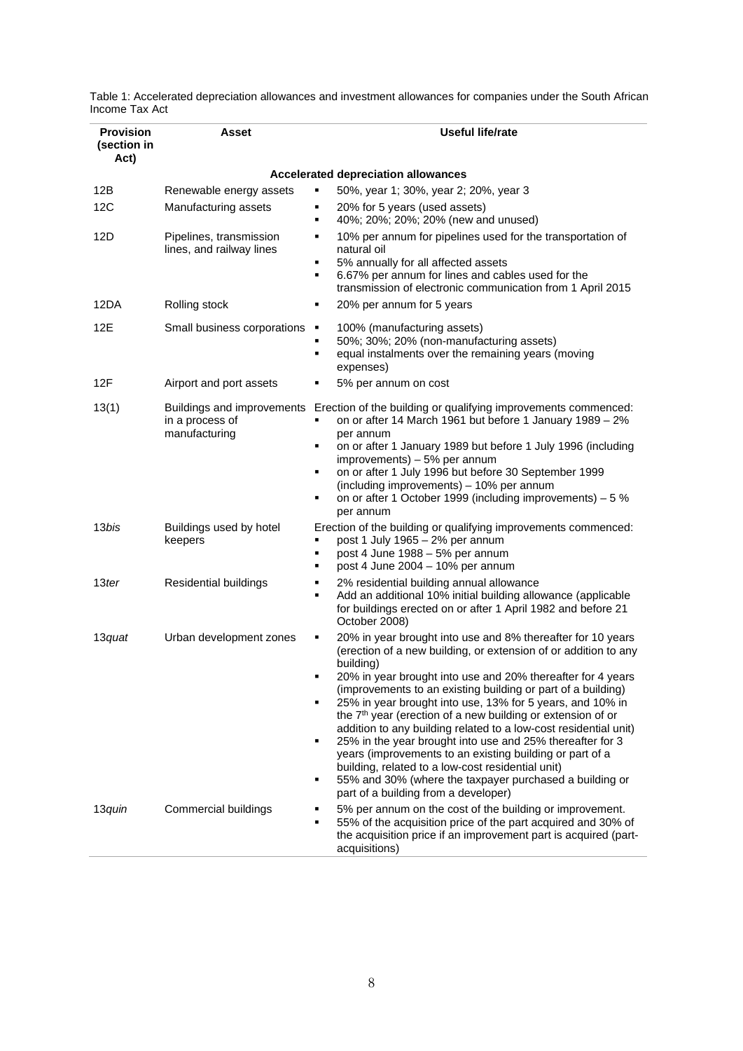Table 1: Accelerated depreciation allowances and investment allowances for companies under the South African Income Tax Act

| Provision (section in Act) | Asset | Useful life/rate |
|---|---|---|
| | | **Accelerated depreciation allowances** |
| 12B | Renewable energy assets | ▪ 50%, year 1; 30%, year 2; 20%, year 3 |
| 12C | Manufacturing assets | ▪ 20% for 5 years (used assets)<br>▪ 40%; 20%; 20%; 20% (new and unused) |
| 12D | Pipelines, transmission lines, and railway lines | ▪ 10% per annum for pipelines used for the transportation of natural oil<br>▪ 5% annually for all affected assets<br>▪ 6.67% per annum for lines and cables used for the transmission of electronic communication from 1 April 2015 |
| 12DA | Rolling stock | ▪ 20% per annum for 5 years |
| 12E | Small business corporations | ▪ 100% (manufacturing assets)<br>▪ 50%; 30%; 20% (non-manufacturing assets)<br>▪ equal instalments over the remaining years (moving expenses) |
| 12F | Airport and port assets | ▪ 5% per annum on cost |
| 13(1) | Buildings and improvements in a process of manufacturing | Erection of the building or qualifying improvements commenced:<br>▪ on or after 14 March 1961 but before 1 January 1989 – 2% per annum<br>▪ on or after 1 January 1989 but before 1 July 1996 (including improvements) – 5% per annum<br>▪ on or after 1 July 1996 but before 30 September 1999 (including improvements) – 10% per annum<br>▪ on or after 1 October 1999 (including improvements) – 5 % per annum |
| 13*bis* | Buildings used by hotel keepers | Erection of the building or qualifying improvements commenced:<br>▪ post 1 July 1965 – 2% per annum<br>▪ post 4 June 1988 – 5% per annum<br>▪ post 4 June 2004 – 10% per annum |
| 13*ter* | Residential buildings | ▪ 2% residential building annual allowance<br>▪ Add an additional 10% initial building allowance (applicable for buildings erected on or after 1 April 1982 and before 21 October 2008) |
| 13*quat* | Urban development zones | ▪ 20% in year brought into use and 8% thereafter for 10 years (erection of a new building, or extension of or addition to any building)<br>▪ 20% in year brought into use and 20% thereafter for 4 years (improvements to an existing building or part of a building)<br>▪ 25% in year brought into use, 13% for 5 years, and 10% in the 7th year (erection of a new building or extension of or addition to any building related to a low-cost residential unit)<br>▪ 25% in the year brought into use and 25% thereafter for 3 years (improvements to an existing building or part of a building, related to a low-cost residential unit)<br>▪ 55% and 30% (where the taxpayer purchased a building or part of a building from a developer) |
| 13*quin* | Commercial buildings | ▪ 5% per annum on the cost of the building or improvement.<br>▪ 55% of the acquisition price of the part acquired and 30% of the acquisition price if an improvement part is acquired (part-acquisitions) |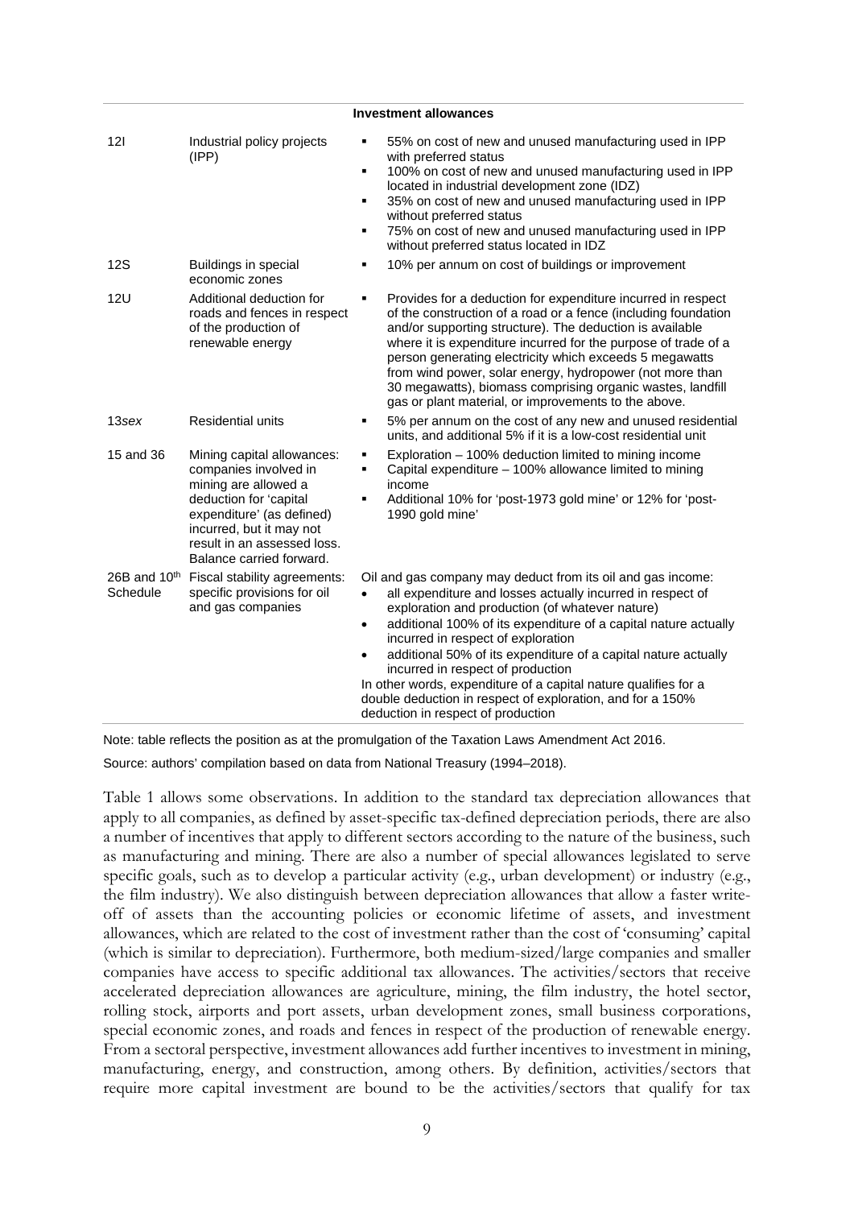| | | Investment allowances |
|---|---|---|
| 12I | Industrial policy projects (IPP) | ▪ 55% on cost of new and unused manufacturing used in IPP with preferred status<br>▪ 100% on cost of new and unused manufacturing used in IPP located in industrial development zone (IDZ)<br>▪ 35% on cost of new and unused manufacturing used in IPP without preferred status<br>▪ 75% on cost of new and unused manufacturing used in IPP without preferred status located in IDZ |
| 12S | Buildings in special economic zones | ▪ 10% per annum on cost of buildings or improvement |
| 12U | Additional deduction for roads and fences in respect of the production of renewable energy | ▪ Provides for a deduction for expenditure incurred in respect of the construction of a road or a fence (including foundation and/or supporting structure). The deduction is available where it is expenditure incurred for the purpose of trade of a person generating electricity which exceeds 5 megawatts from wind power, solar energy, hydropower (not more than 30 megawatts), biomass comprising organic wastes, landfill gas or plant material, or improvements to the above. |
| 13*sex* | Residential units | ▪ 5% per annum on the cost of any new and unused residential units, and additional 5% if it is a low-cost residential unit |
| 15 and 36 | Mining capital allowances: companies involved in mining are allowed a deduction for 'capital expenditure' (as defined) incurred, but it may not result in an assessed loss. Balance carried forward. | ▪ Exploration – 100% deduction limited to mining income<br>▪ Capital expenditure – 100% allowance limited to mining income<br>▪ Additional 10% for 'post-1973 gold mine' or 12% for 'post-1990 gold mine' |
| 26B and 10th Schedule | Fiscal stability agreements: specific provisions for oil and gas companies | Oil and gas company may deduct from its oil and gas income:<br>• all expenditure and losses actually incurred in respect of exploration and production (of whatever nature)<br>• additional 100% of its expenditure of a capital nature actually incurred in respect of exploration<br>• additional 50% of its expenditure of a capital nature actually incurred in respect of production<br>In other words, expenditure of a capital nature qualifies for a double deduction in respect of exploration, and for a 150% deduction in respect of production |

Note: table reflects the position as at the promulgation of the Taxation Laws Amendment Act 2016.

Source: authors' compilation based on data from National Treasury (1994–2018).

Table 1 allows some observations. In addition to the standard tax depreciation allowances that apply to all companies, as defined by asset-specific tax-defined depreciation periods, there are also a number of incentives that apply to different sectors according to the nature of the business, such as manufacturing and mining. There are also a number of special allowances legislated to serve specific goals, such as to develop a particular activity (e.g., urban development) or industry (e.g., the film industry). We also distinguish between depreciation allowances that allow a faster write-off of assets than the accounting policies or economic lifetime of assets, and investment allowances, which are related to the cost of investment rather than the cost of 'consuming' capital (which is similar to depreciation). Furthermore, both medium-sized/large companies and smaller companies have access to specific additional tax allowances. The activities/sectors that receive accelerated depreciation allowances are agriculture, mining, the film industry, the hotel sector, rolling stock, airports and port assets, urban development zones, small business corporations, special economic zones, and roads and fences in respect of the production of renewable energy. From a sectoral perspective, investment allowances add further incentives to investment in mining, manufacturing, energy, and construction, among others. By definition, activities/sectors that require more capital investment are bound to be the activities/sectors that qualify for tax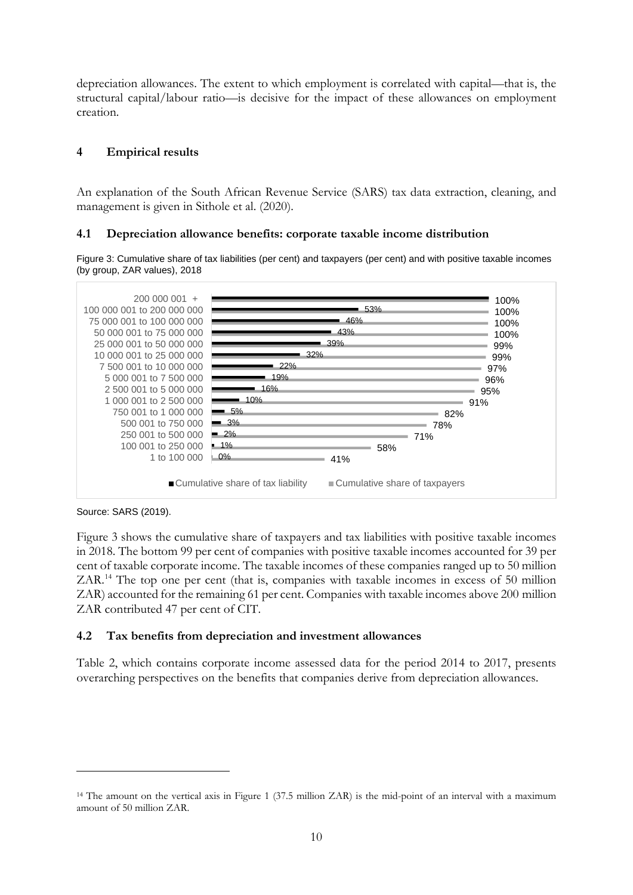depreciation allowances. The extent to which employment is correlated with capital—that is, the structural capital/labour ratio—is decisive for the impact of these allowances on employment creation.

## 4 Empirical results

An explanation of the South African Revenue Service (SARS) tax data extraction, cleaning, and management is given in Sithole et al. (2020).

### 4.1 Depreciation allowance benefits: corporate taxable income distribution

Figure 3: Cumulative share of tax liabilities (per cent) and taxpayers (per cent) and with positive taxable incomes (by group, ZAR values), 2018

| Taxable income group (ZAR) | Cumulative share of tax liability | Cumulative share of taxpayers |
|---|---|---|
| 200 000 001 + | | 100% |
| 100 000 001 to 200 000 000 | 53% | 100% |
| 75 000 001 to 100 000 000 | 46% | 100% |
| 50 000 001 to 75 000 000 | 43% | 100% |
| 25 000 001 to 50 000 000 | 39% | 99% |
| 10 000 001 to 25 000 000 | 32% | 99% |
| 7 500 001 to 10 000 000 | 22% | 97% |
| 5 000 001 to 7 500 000 | 19% | 96% |
| 2 500 001 to 5 000 000 | 16% | 95% |
| 1 000 001 to 2 500 000 | 10% | 91% |
| 750 001 to 1 000 000 | 5% | 82% |
| 500 001 to 750 000 | 3% | 78% |
| 250 001 to 500 000 | 2% | 71% |
| 100 001 to 250 000 | 1% | 58% |
| 1 to 100 000 | 0% | 41% |

Source: SARS (2019).

Figure 3 shows the cumulative share of taxpayers and tax liabilities with positive taxable incomes in 2018. The bottom 99 per cent of companies with positive taxable incomes accounted for 39 per cent of taxable corporate income. The taxable incomes of these companies ranged up to 50 million ZAR.[14] The top one per cent (that is, companies with taxable incomes in excess of 50 million ZAR) accounted for the remaining 61 per cent. Companies with taxable incomes above 200 million ZAR contributed 47 per cent of CIT.

### 4.2 Tax benefits from depreciation and investment allowances

Table 2, which contains corporate income assessed data for the period 2014 to 2017, presents overarching perspectives on the benefits that companies derive from depreciation allowances.

---

[14] The amount on the vertical axis in Figure 1 (37.5 million ZAR) is the mid-point of an interval with a maximum amount of 50 million ZAR.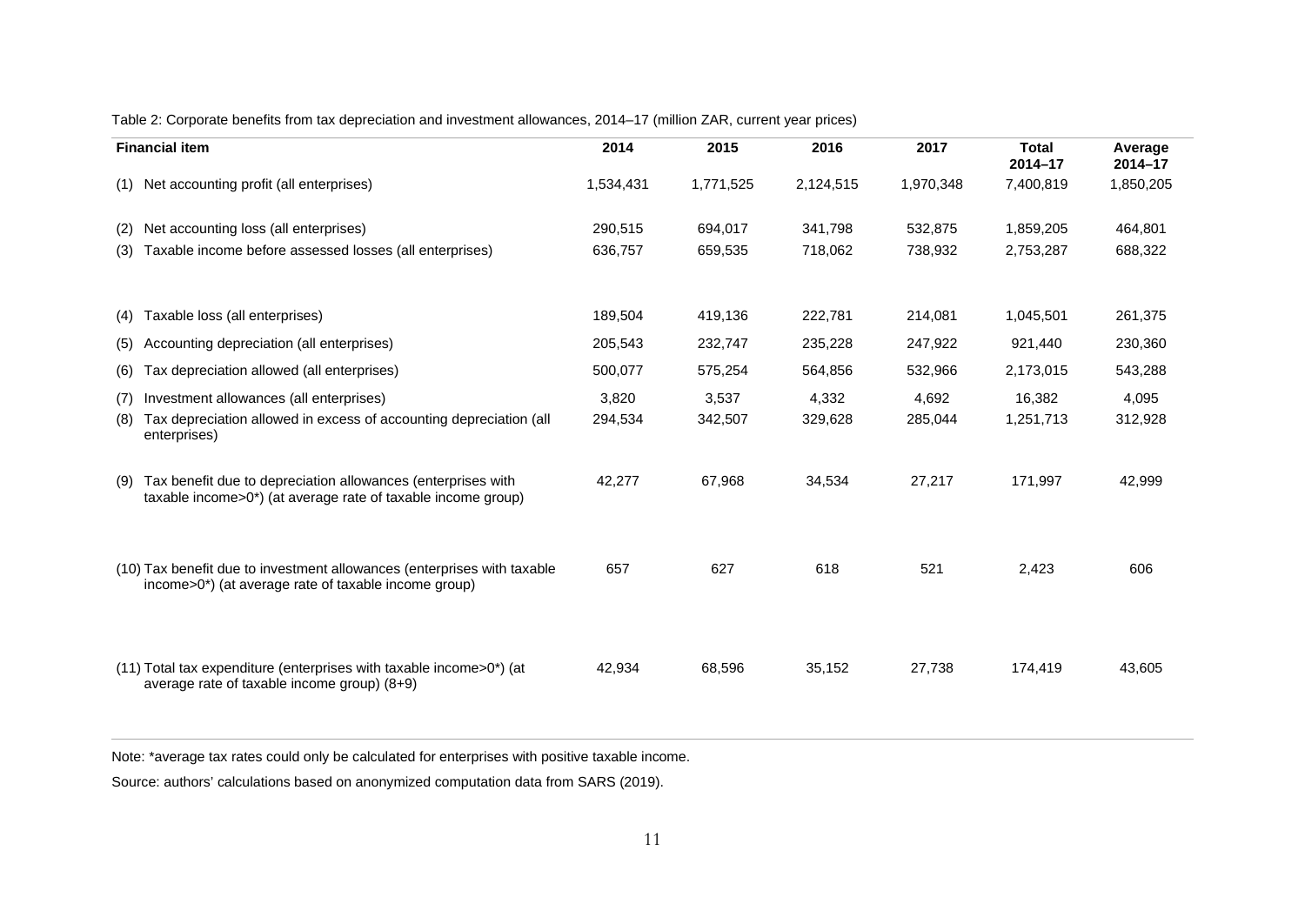Table 2: Corporate benefits from tax depreciation and investment allowances, 2014–17 (million ZAR, current year prices)

| Financial item | 2014 | 2015 | 2016 | 2017 | Total 2014–17 | Average 2014–17 |
|---|---|---|---|---|---|---|
| (1) Net accounting profit (all enterprises) | 1,534,431 | 1,771,525 | 2,124,515 | 1,970,348 | 7,400,819 | 1,850,205 |
| (2) Net accounting loss (all enterprises) | 290,515 | 694,017 | 341,798 | 532,875 | 1,859,205 | 464,801 |
| (3) Taxable income before assessed losses (all enterprises) | 636,757 | 659,535 | 718,062 | 738,932 | 2,753,287 | 688,322 |
| (4) Taxable loss (all enterprises) | 189,504 | 419,136 | 222,781 | 214,081 | 1,045,501 | 261,375 |
| (5) Accounting depreciation (all enterprises) | 205,543 | 232,747 | 235,228 | 247,922 | 921,440 | 230,360 |
| (6) Tax depreciation allowed (all enterprises) | 500,077 | 575,254 | 564,856 | 532,966 | 2,173,015 | 543,288 |
| (7) Investment allowances (all enterprises) | 3,820 | 3,537 | 4,332 | 4,692 | 16,382 | 4,095 |
| (8) Tax depreciation allowed in excess of accounting depreciation (all enterprises) | 294,534 | 342,507 | 329,628 | 285,044 | 1,251,713 | 312,928 |
| (9) Tax benefit due to depreciation allowances (enterprises with taxable income>0*) (at average rate of taxable income group) | 42,277 | 67,968 | 34,534 | 27,217 | 171,997 | 42,999 |
| (10) Tax benefit due to investment allowances (enterprises with taxable income>0*) (at average rate of taxable income group) | 657 | 627 | 618 | 521 | 2,423 | 606 |
| (11) Total tax expenditure (enterprises with taxable income>0*) (at average rate of taxable income group) (8+9) | 42,934 | 68,596 | 35,152 | 27,738 | 174,419 | 43,605 |

Note: *average tax rates could only be calculated for enterprises with positive taxable income.

Source: authors' calculations based on anonymized computation data from SARS (2019).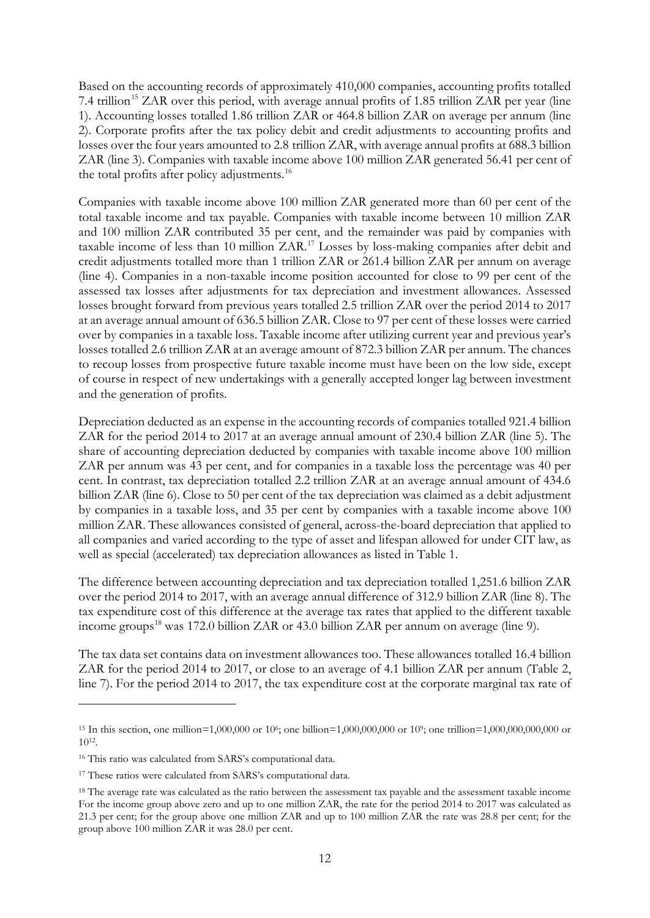Based on the accounting records of approximately 410,000 companies, accounting profits totalled 7.4 trillion[15] ZAR over this period, with average annual profits of 1.85 trillion ZAR per year (line 1). Accounting losses totalled 1.86 trillion ZAR or 464.8 billion ZAR on average per annum (line 2). Corporate profits after the tax policy debit and credit adjustments to accounting profits and losses over the four years amounted to 2.8 trillion ZAR, with average annual profits at 688.3 billion ZAR (line 3). Companies with taxable income above 100 million ZAR generated 56.41 per cent of the total profits after policy adjustments.[16]

Companies with taxable income above 100 million ZAR generated more than 60 per cent of the total taxable income and tax payable. Companies with taxable income between 10 million ZAR and 100 million ZAR contributed 35 per cent, and the remainder was paid by companies with taxable income of less than 10 million ZAR.[17] Losses by loss-making companies after debit and credit adjustments totalled more than 1 trillion ZAR or 261.4 billion ZAR per annum on average (line 4). Companies in a non-taxable income position accounted for close to 99 per cent of the assessed tax losses after adjustments for tax depreciation and investment allowances. Assessed losses brought forward from previous years totalled 2.5 trillion ZAR over the period 2014 to 2017 at an average annual amount of 636.5 billion ZAR. Close to 97 per cent of these losses were carried over by companies in a taxable loss. Taxable income after utilizing current year and previous year's losses totalled 2.6 trillion ZAR at an average amount of 872.3 billion ZAR per annum. The chances to recoup losses from prospective future taxable income must have been on the low side, except of course in respect of new undertakings with a generally accepted longer lag between investment and the generation of profits.

Depreciation deducted as an expense in the accounting records of companies totalled 921.4 billion ZAR for the period 2014 to 2017 at an average annual amount of 230.4 billion ZAR (line 5). The share of accounting depreciation deducted by companies with taxable income above 100 million ZAR per annum was 43 per cent, and for companies in a taxable loss the percentage was 40 per cent. In contrast, tax depreciation totalled 2.2 trillion ZAR at an average annual amount of 434.6 billion ZAR (line 6). Close to 50 per cent of the tax depreciation was claimed as a debit adjustment by companies in a taxable loss, and 35 per cent by companies with a taxable income above 100 million ZAR. These allowances consisted of general, across-the-board depreciation that applied to all companies and varied according to the type of asset and lifespan allowed for under CIT law, as well as special (accelerated) tax depreciation allowances as listed in Table 1.

The difference between accounting depreciation and tax depreciation totalled 1,251.6 billion ZAR over the period 2014 to 2017, with an average annual difference of 312.9 billion ZAR (line 8). The tax expenditure cost of this difference at the average tax rates that applied to the different taxable income groups[18] was 172.0 billion ZAR or 43.0 billion ZAR per annum on average (line 9).

The tax data set contains data on investment allowances too. These allowances totalled 16.4 billion ZAR for the period 2014 to 2017, or close to an average of 4.1 billion ZAR per annum (Table 2, line 7). For the period 2014 to 2017, the tax expenditure cost at the corporate marginal tax rate of

---

[15] In this section, one million=1,000,000 or $10^6$; one billion=1,000,000,000 or $10^9$; one trillion=1,000,000,000,000 or $10^{12}$.

[16] This ratio was calculated from SARS's computational data.

[17] These ratios were calculated from SARS's computational data.

[18] The average rate was calculated as the ratio between the assessment tax payable and the assessment taxable income For the income group above zero and up to one million ZAR, the rate for the period 2014 to 2017 was calculated as 21.3 per cent; for the group above one million ZAR and up to 100 million ZAR the rate was 28.8 per cent; for the group above 100 million ZAR it was 28.0 per cent.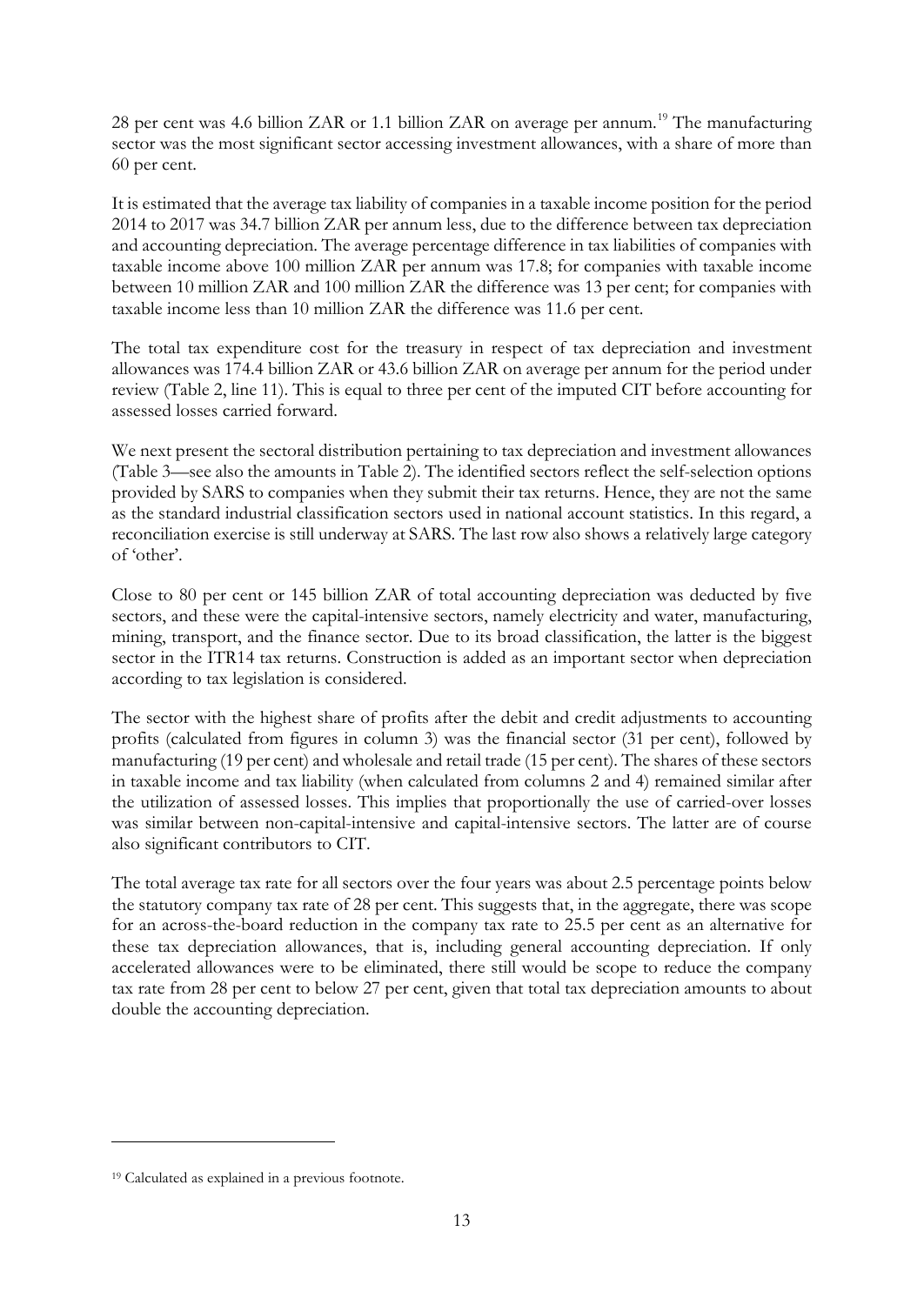28 per cent was 4.6 billion ZAR or 1.1 billion ZAR on average per annum.[19] The manufacturing sector was the most significant sector accessing investment allowances, with a share of more than 60 per cent.

It is estimated that the average tax liability of companies in a taxable income position for the period 2014 to 2017 was 34.7 billion ZAR per annum less, due to the difference between tax depreciation and accounting depreciation. The average percentage difference in tax liabilities of companies with taxable income above 100 million ZAR per annum was 17.8; for companies with taxable income between 10 million ZAR and 100 million ZAR the difference was 13 per cent; for companies with taxable income less than 10 million ZAR the difference was 11.6 per cent.

The total tax expenditure cost for the treasury in respect of tax depreciation and investment allowances was 174.4 billion ZAR or 43.6 billion ZAR on average per annum for the period under review (Table 2, line 11). This is equal to three per cent of the imputed CIT before accounting for assessed losses carried forward.

We next present the sectoral distribution pertaining to tax depreciation and investment allowances (Table 3—see also the amounts in Table 2). The identified sectors reflect the self-selection options provided by SARS to companies when they submit their tax returns. Hence, they are not the same as the standard industrial classification sectors used in national account statistics. In this regard, a reconciliation exercise is still underway at SARS. The last row also shows a relatively large category of 'other'.

Close to 80 per cent or 145 billion ZAR of total accounting depreciation was deducted by five sectors, and these were the capital-intensive sectors, namely electricity and water, manufacturing, mining, transport, and the finance sector. Due to its broad classification, the latter is the biggest sector in the ITR14 tax returns. Construction is added as an important sector when depreciation according to tax legislation is considered.

The sector with the highest share of profits after the debit and credit adjustments to accounting profits (calculated from figures in column 3) was the financial sector (31 per cent), followed by manufacturing (19 per cent) and wholesale and retail trade (15 per cent). The shares of these sectors in taxable income and tax liability (when calculated from columns 2 and 4) remained similar after the utilization of assessed losses. This implies that proportionally the use of carried-over losses was similar between non-capital-intensive and capital-intensive sectors. The latter are of course also significant contributors to CIT.

The total average tax rate for all sectors over the four years was about 2.5 percentage points below the statutory company tax rate of 28 per cent. This suggests that, in the aggregate, there was scope for an across-the-board reduction in the company tax rate to 25.5 per cent as an alternative for these tax depreciation allowances, that is, including general accounting depreciation. If only accelerated allowances were to be eliminated, there still would be scope to reduce the company tax rate from 28 per cent to below 27 per cent, given that total tax depreciation amounts to about double the accounting depreciation.

[19] Calculated as explained in a previous footnote.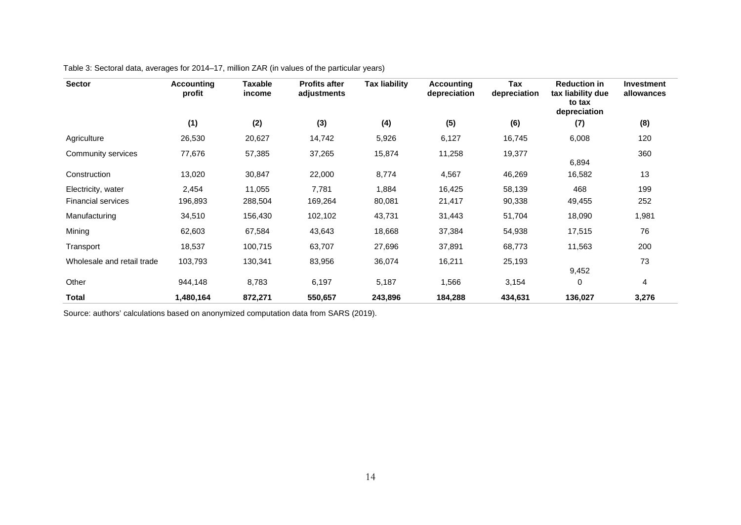Table 3: Sectoral data, averages for 2014–17, million ZAR (in values of the particular years)

| Sector | Accounting profit | Taxable income | Profits after adjustments | Tax liability | Accounting depreciation | Tax depreciation | Reduction in tax liability due to tax depreciation | Investment allowances |
|---|---|---|---|---|---|---|---|---|
| | (1) | (2) | (3) | (4) | (5) | (6) | (7) | (8) |
| Agriculture | 26,530 | 20,627 | 14,742 | 5,926 | 6,127 | 16,745 | 6,008 | 120 |
| Community services | 77,676 | 57,385 | 37,265 | 15,874 | 11,258 | 19,377 | 6,894 | 360 |
| Construction | 13,020 | 30,847 | 22,000 | 8,774 | 4,567 | 46,269 | 16,582 | 13 |
| Electricity, water | 2,454 | 11,055 | 7,781 | 1,884 | 16,425 | 58,139 | 468 | 199 |
| Financial services | 196,893 | 288,504 | 169,264 | 80,081 | 21,417 | 90,338 | 49,455 | 252 |
| Manufacturing | 34,510 | 156,430 | 102,102 | 43,731 | 31,443 | 51,704 | 18,090 | 1,981 |
| Mining | 62,603 | 67,584 | 43,643 | 18,668 | 37,384 | 54,938 | 17,515 | 76 |
| Transport | 18,537 | 100,715 | 63,707 | 27,696 | 37,891 | 68,773 | 11,563 | 200 |
| Wholesale and retail trade | 103,793 | 130,341 | 83,956 | 36,074 | 16,211 | 25,193 | 9,452 | 73 |
| Other | 944,148 | 8,783 | 6,197 | 5,187 | 1,566 | 3,154 | 0 | 4 |
| **Total** | **1,480,164** | **872,271** | **550,657** | **243,896** | **184,288** | **434,631** | **136,027** | **3,276** |

Source: authors' calculations based on anonymized computation data from SARS (2019).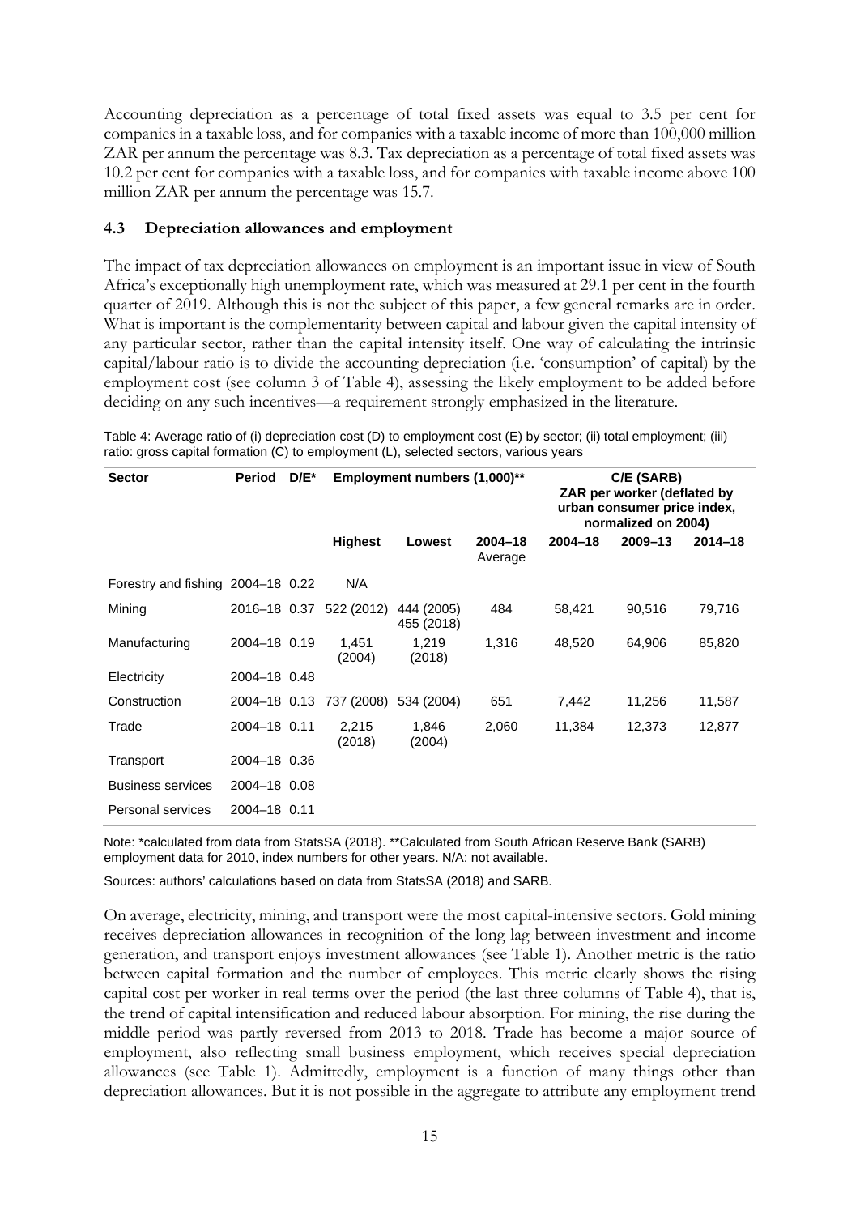Accounting depreciation as a percentage of total fixed assets was equal to 3.5 per cent for companies in a taxable loss, and for companies with a taxable income of more than 100,000 million ZAR per annum the percentage was 8.3. Tax depreciation as a percentage of total fixed assets was 10.2 per cent for companies with a taxable loss, and for companies with taxable income above 100 million ZAR per annum the percentage was 15.7.

### 4.3 Depreciation allowances and employment

The impact of tax depreciation allowances on employment is an important issue in view of South Africa's exceptionally high unemployment rate, which was measured at 29.1 per cent in the fourth quarter of 2019. Although this is not the subject of this paper, a few general remarks are in order. What is important is the complementarity between capital and labour given the capital intensity of any particular sector, rather than the capital intensity itself. One way of calculating the intrinsic capital/labour ratio is to divide the accounting depreciation (i.e. 'consumption' of capital) by the employment cost (see column 3 of Table 4), assessing the likely employment to be added before deciding on any such incentives—a requirement strongly emphasized in the literature.

Table 4: Average ratio of (i) depreciation cost (D) to employment cost (E) by sector; (ii) total employment; (iii) ratio: gross capital formation (C) to employment (L), selected sectors, various years

| Sector | Period | D/E* | Employment numbers (1,000)** | | | C/E (SARB) ZAR per worker (deflated by urban consumer price index, normalized on 2004) | | |
|---|---|---|---|---|---|---|---|---|
| | | | Highest | Lowest | 2004–18 Average | 2004–18 | 2009–13 | 2014–18 |
| Forestry and fishing | 2004–18 | 0.22 | N/A | | | | | |
| Mining | 2016–18 | 0.37 | 522 (2012) | 444 (2005) 455 (2018) | 484 | 58,421 | 90,516 | 79,716 |
| Manufacturing | 2004–18 | 0.19 | 1,451 (2004) | 1,219 (2018) | 1,316 | 48,520 | 64,906 | 85,820 |
| Electricity | 2004–18 | 0.48 | | | | | | |
| Construction | 2004–18 | 0.13 | 737 (2008) | 534 (2004) | 651 | 7,442 | 11,256 | 11,587 |
| Trade | 2004–18 | 0.11 | 2,215 (2018) | 1,846 (2004) | 2,060 | 11,384 | 12,373 | 12,877 |
| Transport | 2004–18 | 0.36 | | | | | | |
| Business services | 2004–18 | 0.08 | | | | | | |
| Personal services | 2004–18 | 0.11 | | | | | | |

Note: *calculated from data from StatsSA (2018). **Calculated from South African Reserve Bank (SARB) employment data for 2010, index numbers for other years. N/A: not available.

Sources: authors' calculations based on data from StatsSA (2018) and SARB.

On average, electricity, mining, and transport were the most capital-intensive sectors. Gold mining receives depreciation allowances in recognition of the long lag between investment and income generation, and transport enjoys investment allowances (see Table 1). Another metric is the ratio between capital formation and the number of employees. This metric clearly shows the rising capital cost per worker in real terms over the period (the last three columns of Table 4), that is, the trend of capital intensification and reduced labour absorption. For mining, the rise during the middle period was partly reversed from 2013 to 2018. Trade has become a major source of employment, also reflecting small business employment, which receives special depreciation allowances (see Table 1). Admittedly, employment is a function of many things other than depreciation allowances. But it is not possible in the aggregate to attribute any employment trend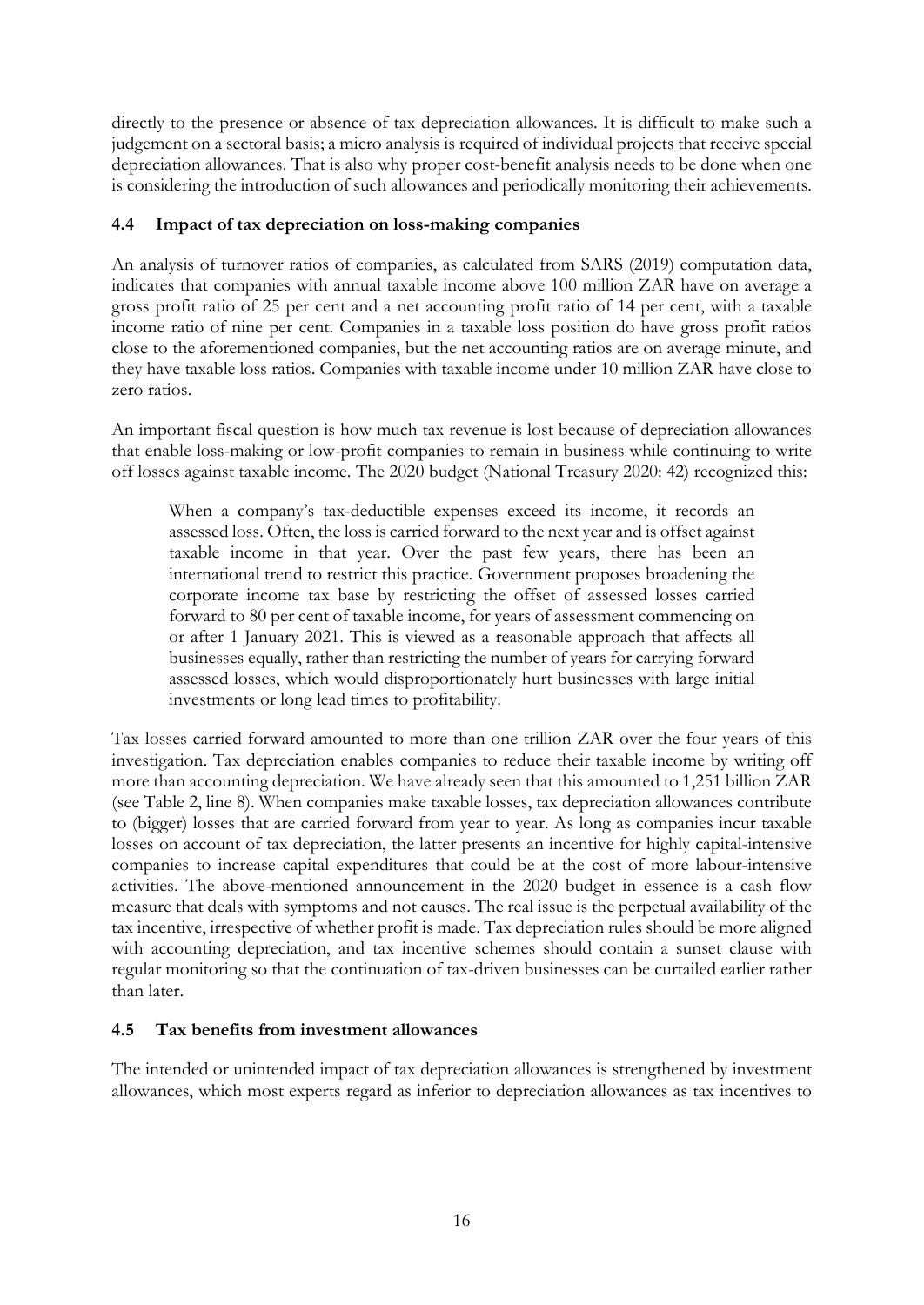directly to the presence or absence of tax depreciation allowances. It is difficult to make such a judgement on a sectoral basis; a micro analysis is required of individual projects that receive special depreciation allowances. That is also why proper cost-benefit analysis needs to be done when one is considering the introduction of such allowances and periodically monitoring their achievements.

### 4.4 Impact of tax depreciation on loss-making companies

An analysis of turnover ratios of companies, as calculated from SARS (2019) computation data, indicates that companies with annual taxable income above 100 million ZAR have on average a gross profit ratio of 25 per cent and a net accounting profit ratio of 14 per cent, with a taxable income ratio of nine per cent. Companies in a taxable loss position do have gross profit ratios close to the aforementioned companies, but the net accounting ratios are on average minute, and they have taxable loss ratios. Companies with taxable income under 10 million ZAR have close to zero ratios.

An important fiscal question is how much tax revenue is lost because of depreciation allowances that enable loss-making or low-profit companies to remain in business while continuing to write off losses against taxable income. The 2020 budget (National Treasury 2020: 42) recognized this:

> When a company's tax-deductible expenses exceed its income, it records an assessed loss. Often, the loss is carried forward to the next year and is offset against taxable income in that year. Over the past few years, there has been an international trend to restrict this practice. Government proposes broadening the corporate income tax base by restricting the offset of assessed losses carried forward to 80 per cent of taxable income, for years of assessment commencing on or after 1 January 2021. This is viewed as a reasonable approach that affects all businesses equally, rather than restricting the number of years for carrying forward assessed losses, which would disproportionately hurt businesses with large initial investments or long lead times to profitability.

Tax losses carried forward amounted to more than one trillion ZAR over the four years of this investigation. Tax depreciation enables companies to reduce their taxable income by writing off more than accounting depreciation. We have already seen that this amounted to 1,251 billion ZAR (see Table 2, line 8). When companies make taxable losses, tax depreciation allowances contribute to (bigger) losses that are carried forward from year to year. As long as companies incur taxable losses on account of tax depreciation, the latter presents an incentive for highly capital-intensive companies to increase capital expenditures that could be at the cost of more labour-intensive activities. The above-mentioned announcement in the 2020 budget in essence is a cash flow measure that deals with symptoms and not causes. The real issue is the perpetual availability of the tax incentive, irrespective of whether profit is made. Tax depreciation rules should be more aligned with accounting depreciation, and tax incentive schemes should contain a sunset clause with regular monitoring so that the continuation of tax-driven businesses can be curtailed earlier rather than later.

### 4.5 Tax benefits from investment allowances

The intended or unintended impact of tax depreciation allowances is strengthened by investment allowances, which most experts regard as inferior to depreciation allowances as tax incentives to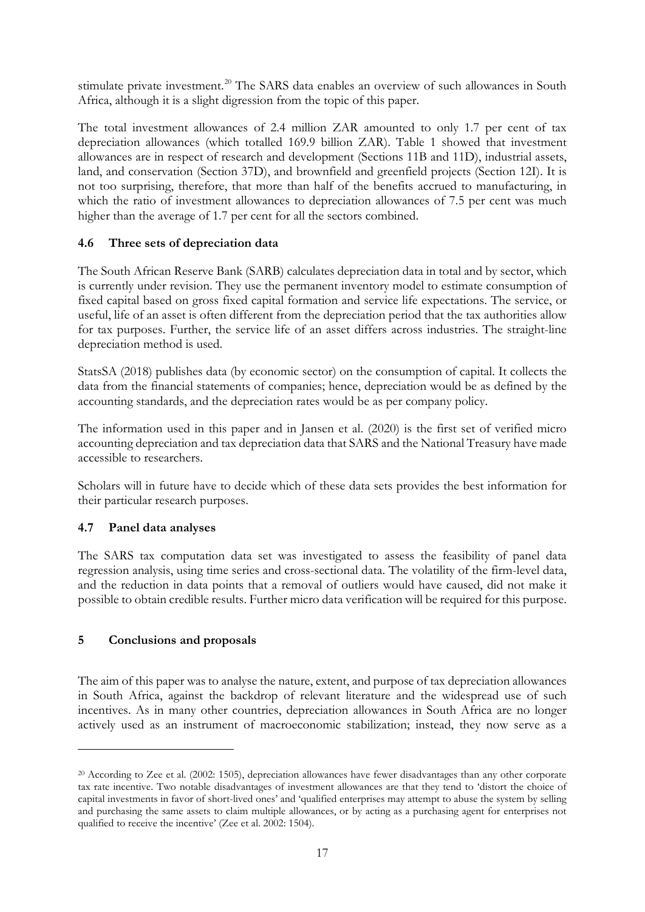stimulate private investment.[20] The SARS data enables an overview of such allowances in South Africa, although it is a slight digression from the topic of this paper.

The total investment allowances of 2.4 million ZAR amounted to only 1.7 per cent of tax depreciation allowances (which totalled 169.9 billion ZAR). Table 1 showed that investment allowances are in respect of research and development (Sections 11B and 11D), industrial assets, land, and conservation (Section 37D), and brownfield and greenfield projects (Section 12I). It is not too surprising, therefore, that more than half of the benefits accrued to manufacturing, in which the ratio of investment allowances to depreciation allowances of 7.5 per cent was much higher than the average of 1.7 per cent for all the sectors combined.

### 4.6 Three sets of depreciation data

The South African Reserve Bank (SARB) calculates depreciation data in total and by sector, which is currently under revision. They use the permanent inventory model to estimate consumption of fixed capital based on gross fixed capital formation and service life expectations. The service, or useful, life of an asset is often different from the depreciation period that the tax authorities allow for tax purposes. Further, the service life of an asset differs across industries. The straight-line depreciation method is used.

StatsSA (2018) publishes data (by economic sector) on the consumption of capital. It collects the data from the financial statements of companies; hence, depreciation would be as defined by the accounting standards, and the depreciation rates would be as per company policy.

The information used in this paper and in Jansen et al. (2020) is the first set of verified micro accounting depreciation and tax depreciation data that SARS and the National Treasury have made accessible to researchers.

Scholars will in future have to decide which of these data sets provides the best information for their particular research purposes.

### 4.7 Panel data analyses

The SARS tax computation data set was investigated to assess the feasibility of panel data regression analysis, using time series and cross-sectional data. The volatility of the firm-level data, and the reduction in data points that a removal of outliers would have caused, did not make it possible to obtain credible results. Further micro data verification will be required for this purpose.

## 5 Conclusions and proposals

The aim of this paper was to analyse the nature, extent, and purpose of tax depreciation allowances in South Africa, against the backdrop of relevant literature and the widespread use of such incentives. As in many other countries, depreciation allowances in South Africa are no longer actively used as an instrument of macroeconomic stabilization; instead, they now serve as a

---

[20] According to Zee et al. (2002: 1505), depreciation allowances have fewer disadvantages than any other corporate tax rate incentive. Two notable disadvantages of investment allowances are that they tend to 'distort the choice of capital investments in favor of short-lived ones' and 'qualified enterprises may attempt to abuse the system by selling and purchasing the same assets to claim multiple allowances, or by acting as a purchasing agent for enterprises not qualified to receive the incentive' (Zee et al. 2002: 1504).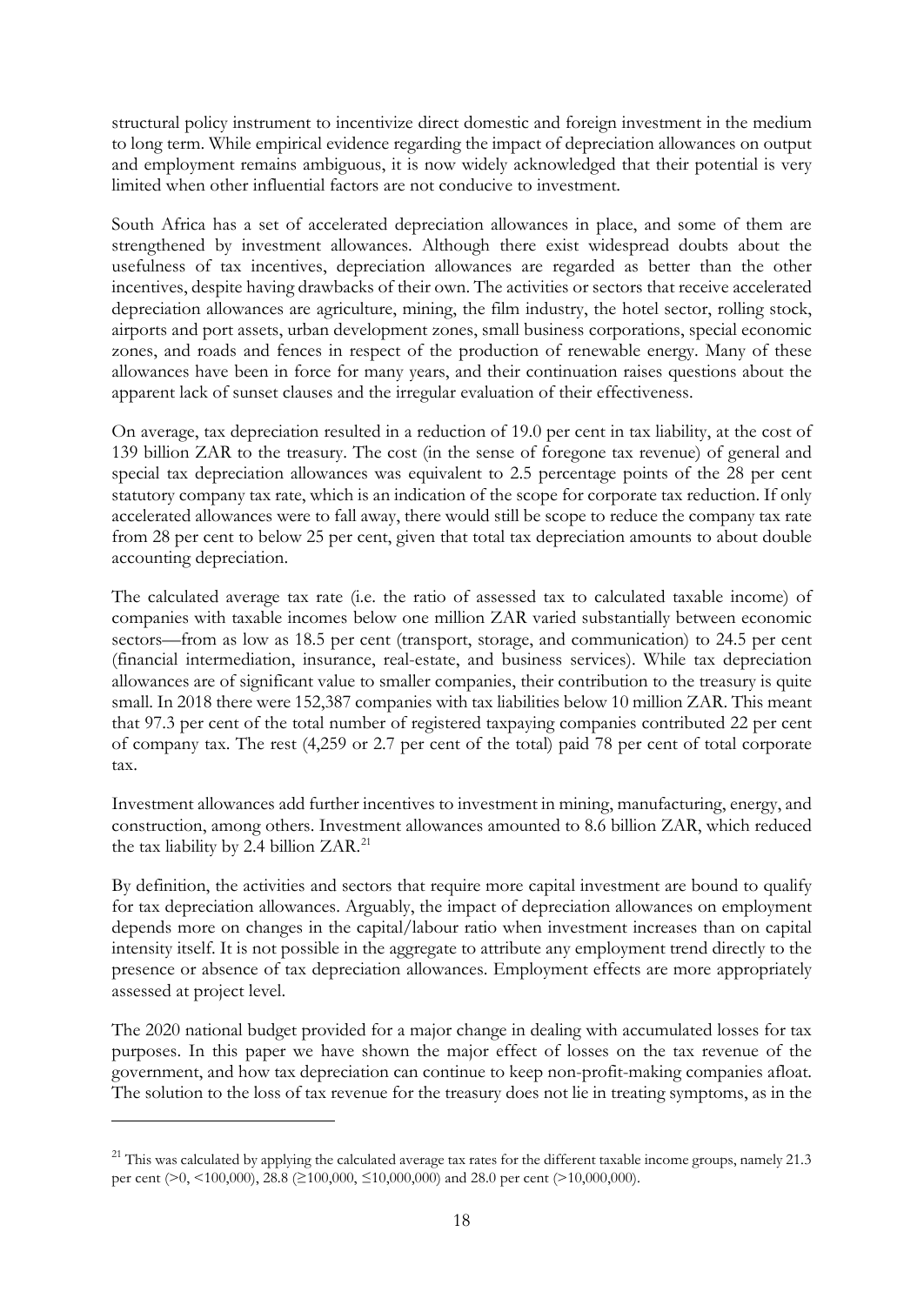structural policy instrument to incentivize direct domestic and foreign investment in the medium to long term. While empirical evidence regarding the impact of depreciation allowances on output and employment remains ambiguous, it is now widely acknowledged that their potential is very limited when other influential factors are not conducive to investment.

South Africa has a set of accelerated depreciation allowances in place, and some of them are strengthened by investment allowances. Although there exist widespread doubts about the usefulness of tax incentives, depreciation allowances are regarded as better than the other incentives, despite having drawbacks of their own. The activities or sectors that receive accelerated depreciation allowances are agriculture, mining, the film industry, the hotel sector, rolling stock, airports and port assets, urban development zones, small business corporations, special economic zones, and roads and fences in respect of the production of renewable energy. Many of these allowances have been in force for many years, and their continuation raises questions about the apparent lack of sunset clauses and the irregular evaluation of their effectiveness.

On average, tax depreciation resulted in a reduction of 19.0 per cent in tax liability, at the cost of 139 billion ZAR to the treasury. The cost (in the sense of foregone tax revenue) of general and special tax depreciation allowances was equivalent to 2.5 percentage points of the 28 per cent statutory company tax rate, which is an indication of the scope for corporate tax reduction. If only accelerated allowances were to fall away, there would still be scope to reduce the company tax rate from 28 per cent to below 25 per cent, given that total tax depreciation amounts to about double accounting depreciation.

The calculated average tax rate (i.e. the ratio of assessed tax to calculated taxable income) of companies with taxable incomes below one million ZAR varied substantially between economic sectors—from as low as 18.5 per cent (transport, storage, and communication) to 24.5 per cent (financial intermediation, insurance, real-estate, and business services). While tax depreciation allowances are of significant value to smaller companies, their contribution to the treasury is quite small. In 2018 there were 152,387 companies with tax liabilities below 10 million ZAR. This meant that 97.3 per cent of the total number of registered taxpaying companies contributed 22 per cent of company tax. The rest (4,259 or 2.7 per cent of the total) paid 78 per cent of total corporate tax.

Investment allowances add further incentives to investment in mining, manufacturing, energy, and construction, among others. Investment allowances amounted to 8.6 billion ZAR, which reduced the tax liability by 2.4 billion ZAR.[21]

By definition, the activities and sectors that require more capital investment are bound to qualify for tax depreciation allowances. Arguably, the impact of depreciation allowances on employment depends more on changes in the capital/labour ratio when investment increases than on capital intensity itself. It is not possible in the aggregate to attribute any employment trend directly to the presence or absence of tax depreciation allowances. Employment effects are more appropriately assessed at project level.

The 2020 national budget provided for a major change in dealing with accumulated losses for tax purposes. In this paper we have shown the major effect of losses on the tax revenue of the government, and how tax depreciation can continue to keep non-profit-making companies afloat. The solution to the loss of tax revenue for the treasury does not lie in treating symptoms, as in the

---

[21] This was calculated by applying the calculated average tax rates for the different taxable income groups, namely 21.3 per cent (>0, <100,000), 28.8 (≥100,000, ≤10,000,000) and 28.0 per cent (>10,000,000).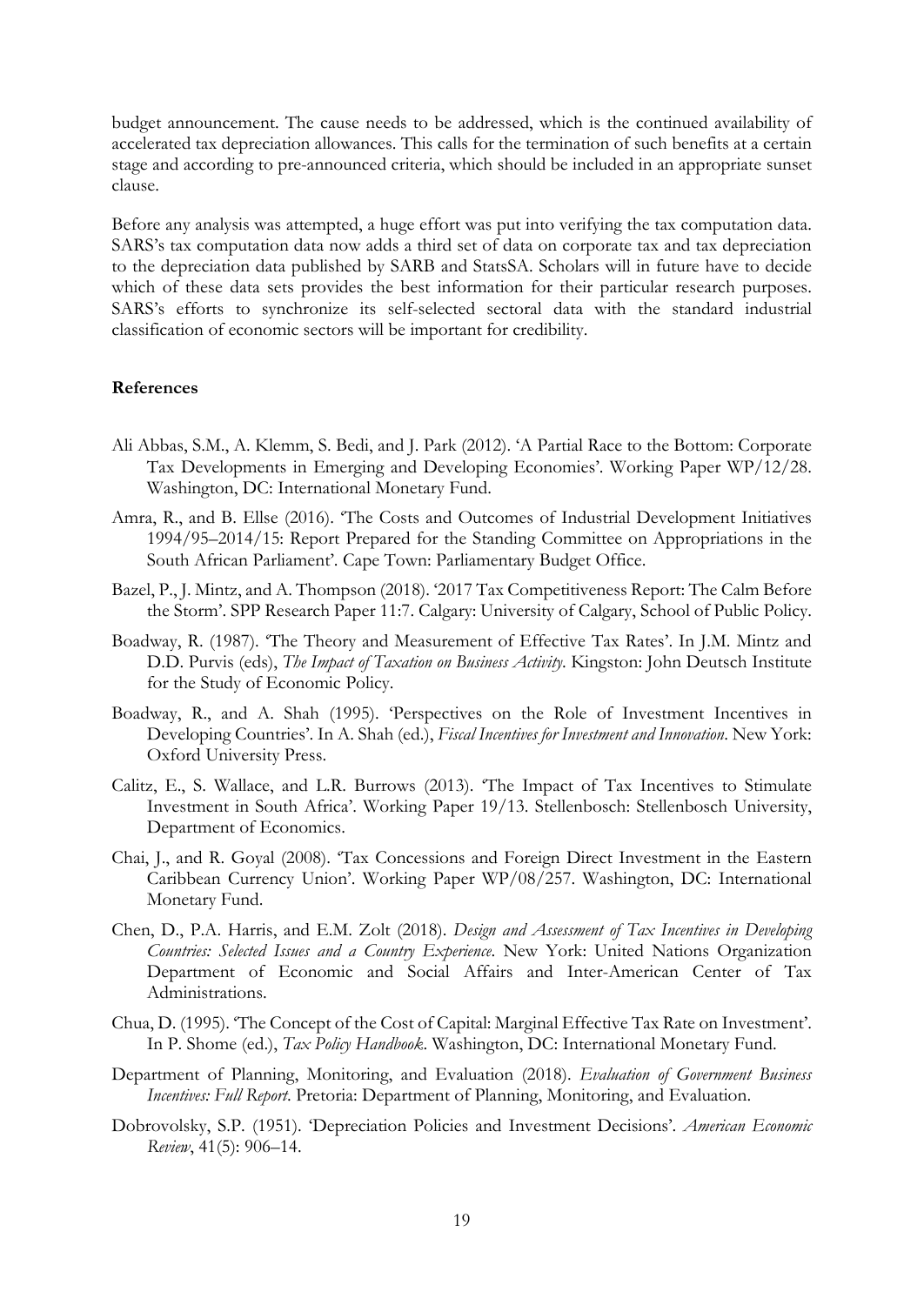budget announcement. The cause needs to be addressed, which is the continued availability of accelerated tax depreciation allowances. This calls for the termination of such benefits at a certain stage and according to pre-announced criteria, which should be included in an appropriate sunset clause.

Before any analysis was attempted, a huge effort was put into verifying the tax computation data. SARS's tax computation data now adds a third set of data on corporate tax and tax depreciation to the depreciation data published by SARB and StatsSA. Scholars will in future have to decide which of these data sets provides the best information for their particular research purposes. SARS's efforts to synchronize its self-selected sectoral data with the standard industrial classification of economic sectors will be important for credibility.

**References**

Ali Abbas, S.M., A. Klemm, S. Bedi, and J. Park (2012). 'A Partial Race to the Bottom: Corporate Tax Developments in Emerging and Developing Economies'. Working Paper WP/12/28. Washington, DC: International Monetary Fund.

Amra, R., and B. Ellse (2016). 'The Costs and Outcomes of Industrial Development Initiatives 1994/95–2014/15: Report Prepared for the Standing Committee on Appropriations in the South African Parliament'. Cape Town: Parliamentary Budget Office.

Bazel, P., J. Mintz, and A. Thompson (2018). '2017 Tax Competitiveness Report: The Calm Before the Storm'. SPP Research Paper 11:7. Calgary: University of Calgary, School of Public Policy.

Boadway, R. (1987). 'The Theory and Measurement of Effective Tax Rates'. In J.M. Mintz and D.D. Purvis (eds), *The Impact of Taxation on Business Activity*. Kingston: John Deutsch Institute for the Study of Economic Policy.

Boadway, R., and A. Shah (1995). 'Perspectives on the Role of Investment Incentives in Developing Countries'. In A. Shah (ed.), *Fiscal Incentives for Investment and Innovation*. New York: Oxford University Press.

Calitz, E., S. Wallace, and L.R. Burrows (2013). 'The Impact of Tax Incentives to Stimulate Investment in South Africa'. Working Paper 19/13. Stellenbosch: Stellenbosch University, Department of Economics.

Chai, J., and R. Goyal (2008). 'Tax Concessions and Foreign Direct Investment in the Eastern Caribbean Currency Union'. Working Paper WP/08/257. Washington, DC: International Monetary Fund.

Chen, D., P.A. Harris, and E.M. Zolt (2018). *Design and Assessment of Tax Incentives in Developing Countries: Selected Issues and a Country Experience*. New York: United Nations Organization Department of Economic and Social Affairs and Inter-American Center of Tax Administrations.

Chua, D. (1995). 'The Concept of the Cost of Capital: Marginal Effective Tax Rate on Investment'. In P. Shome (ed.), *Tax Policy Handbook*. Washington, DC: International Monetary Fund.

Department of Planning, Monitoring, and Evaluation (2018). *Evaluation of Government Business Incentives: Full Report*. Pretoria: Department of Planning, Monitoring, and Evaluation.

Dobrovolsky, S.P. (1951). 'Depreciation Policies and Investment Decisions'. *American Economic Review*, 41(5): 906–14.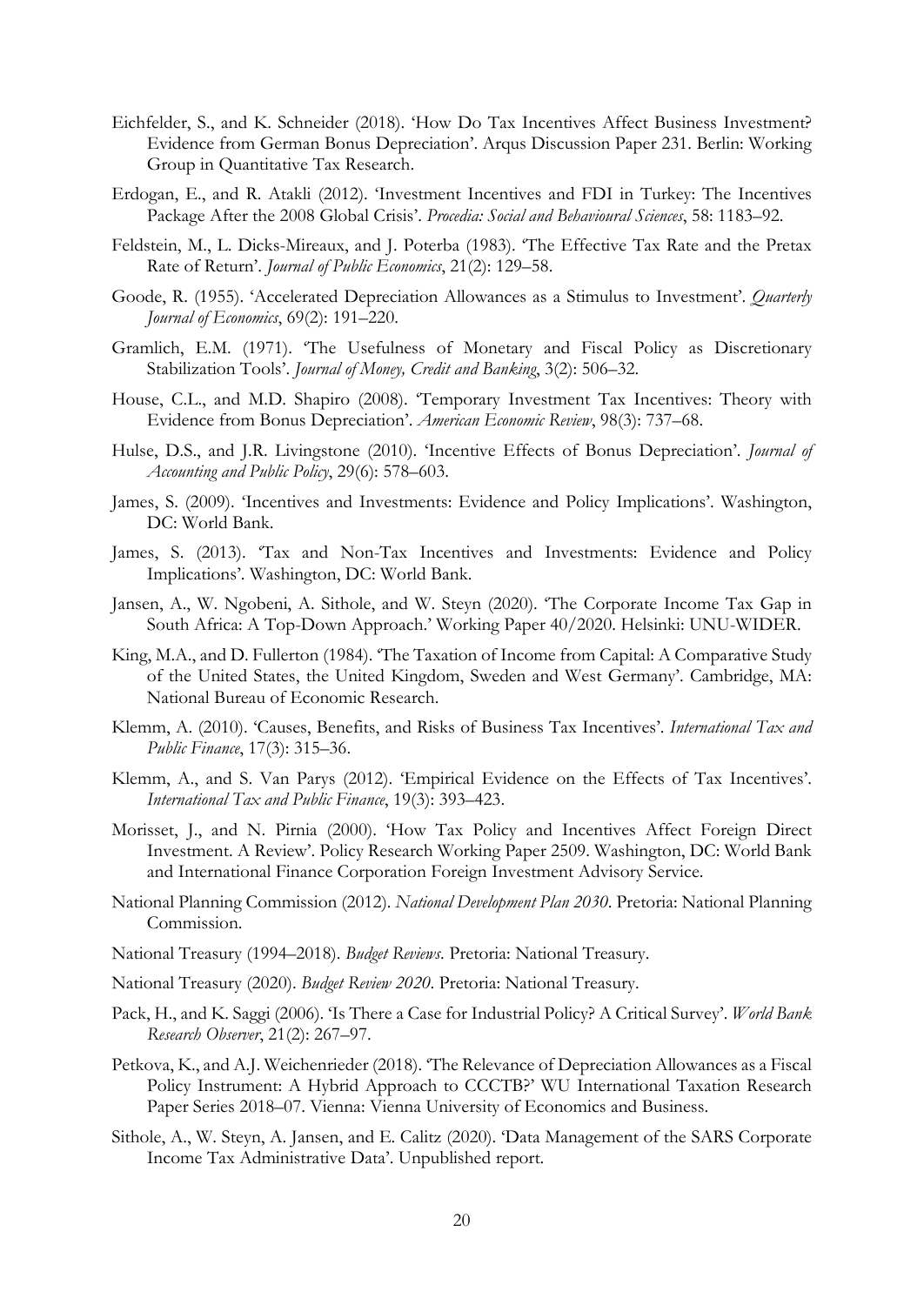Eichfelder, S., and K. Schneider (2018). 'How Do Tax Incentives Affect Business Investment? Evidence from German Bonus Depreciation'. Arqus Discussion Paper 231. Berlin: Working Group in Quantitative Tax Research.

Erdogan, E., and R. Atakli (2012). 'Investment Incentives and FDI in Turkey: The Incentives Package After the 2008 Global Crisis'. *Procedia: Social and Behavioural Sciences*, 58: 1183–92.

Feldstein, M., L. Dicks-Mireaux, and J. Poterba (1983). 'The Effective Tax Rate and the Pretax Rate of Return'. *Journal of Public Economics*, 21(2): 129–58.

Goode, R. (1955). 'Accelerated Depreciation Allowances as a Stimulus to Investment'. *Quarterly Journal of Economics*, 69(2): 191–220.

Gramlich, E.M. (1971). 'The Usefulness of Monetary and Fiscal Policy as Discretionary Stabilization Tools'. *Journal of Money, Credit and Banking*, 3(2): 506–32.

House, C.L., and M.D. Shapiro (2008). 'Temporary Investment Tax Incentives: Theory with Evidence from Bonus Depreciation'. *American Economic Review*, 98(3): 737–68.

Hulse, D.S., and J.R. Livingstone (2010). 'Incentive Effects of Bonus Depreciation'. *Journal of Accounting and Public Policy*, 29(6): 578–603.

James, S. (2009). 'Incentives and Investments: Evidence and Policy Implications'. Washington, DC: World Bank.

James, S. (2013). 'Tax and Non-Tax Incentives and Investments: Evidence and Policy Implications'. Washington, DC: World Bank.

Jansen, A., W. Ngobeni, A. Sithole, and W. Steyn (2020). 'The Corporate Income Tax Gap in South Africa: A Top-Down Approach.' Working Paper 40/2020. Helsinki: UNU-WIDER.

King, M.A., and D. Fullerton (1984). 'The Taxation of Income from Capital: A Comparative Study of the United States, the United Kingdom, Sweden and West Germany'. Cambridge, MA: National Bureau of Economic Research.

Klemm, A. (2010). 'Causes, Benefits, and Risks of Business Tax Incentives'. *International Tax and Public Finance*, 17(3): 315–36.

Klemm, A., and S. Van Parys (2012). 'Empirical Evidence on the Effects of Tax Incentives'. *International Tax and Public Finance*, 19(3): 393–423.

Morisset, J., and N. Pirnia (2000). 'How Tax Policy and Incentives Affect Foreign Direct Investment. A Review'. Policy Research Working Paper 2509. Washington, DC: World Bank and International Finance Corporation Foreign Investment Advisory Service.

National Planning Commission (2012). *National Development Plan 2030*. Pretoria: National Planning Commission.

National Treasury (1994–2018). *Budget Reviews*. Pretoria: National Treasury.

National Treasury (2020). *Budget Review 2020*. Pretoria: National Treasury.

Pack, H., and K. Saggi (2006). 'Is There a Case for Industrial Policy? A Critical Survey'. *World Bank Research Observer*, 21(2): 267–97.

Petkova, K., and A.J. Weichenrieder (2018). 'The Relevance of Depreciation Allowances as a Fiscal Policy Instrument: A Hybrid Approach to CCCTB?' WU International Taxation Research Paper Series 2018–07. Vienna: Vienna University of Economics and Business.

Sithole, A., W. Steyn, A. Jansen, and E. Calitz (2020). 'Data Management of the SARS Corporate Income Tax Administrative Data'. Unpublished report.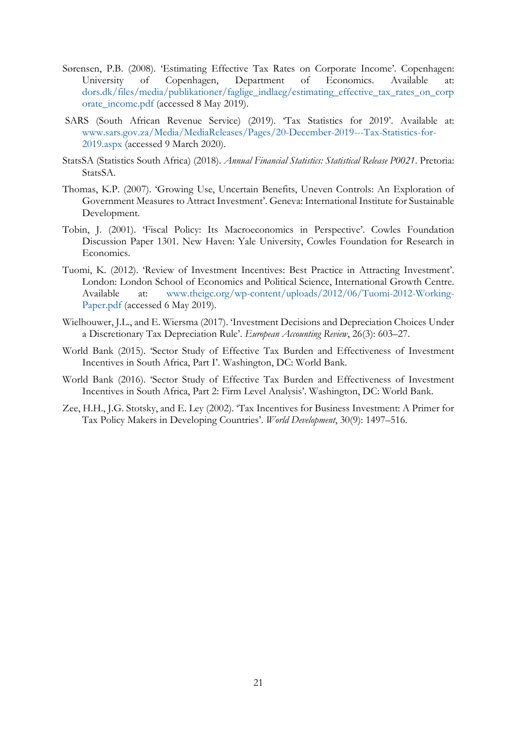Sørensen, P.B. (2008). 'Estimating Effective Tax Rates on Corporate Income'. Copenhagen: University of Copenhagen, Department of Economics. Available at: dors.dk/files/media/publikationer/faglige_indlaeg/estimating_effective_tax_rates_on_corporate_income.pdf (accessed 8 May 2019).

SARS (South African Revenue Service) (2019). 'Tax Statistics for 2019'. Available at: www.sars.gov.za/Media/MediaReleases/Pages/20-December-2019---Tax-Statistics-for-2019.aspx (accessed 9 March 2020).

StatsSA (Statistics South Africa) (2018). *Annual Financial Statistics: Statistical Release P0021*. Pretoria: StatsSA.

Thomas, K.P. (2007). 'Growing Use, Uncertain Benefits, Uneven Controls: An Exploration of Government Measures to Attract Investment'. Geneva: International Institute for Sustainable Development.

Tobin, J. (2001). 'Fiscal Policy: Its Macroeconomics in Perspective'. Cowles Foundation Discussion Paper 1301. New Haven: Yale University, Cowles Foundation for Research in Economics.

Tuomi, K. (2012). 'Review of Investment Incentives: Best Practice in Attracting Investment'. London: London School of Economics and Political Science, International Growth Centre. Available at: www.theigc.org/wp-content/uploads/2012/06/Tuomi-2012-Working-Paper.pdf (accessed 6 May 2019).

Wielhouwer, J.L., and E. Wiersma (2017). 'Investment Decisions and Depreciation Choices Under a Discretionary Tax Depreciation Rule'. *European Accounting Review*, 26(3): 603–27.

World Bank (2015). 'Sector Study of Effective Tax Burden and Effectiveness of Investment Incentives in South Africa, Part I'. Washington, DC: World Bank.

World Bank (2016). 'Sector Study of Effective Tax Burden and Effectiveness of Investment Incentives in South Africa, Part 2: Firm Level Analysis'. Washington, DC: World Bank.

Zee, H.H., J.G. Stotsky, and E. Ley (2002). 'Tax Incentives for Business Investment: A Primer for Tax Policy Makers in Developing Countries'. *World Development*, 30(9): 1497–516.